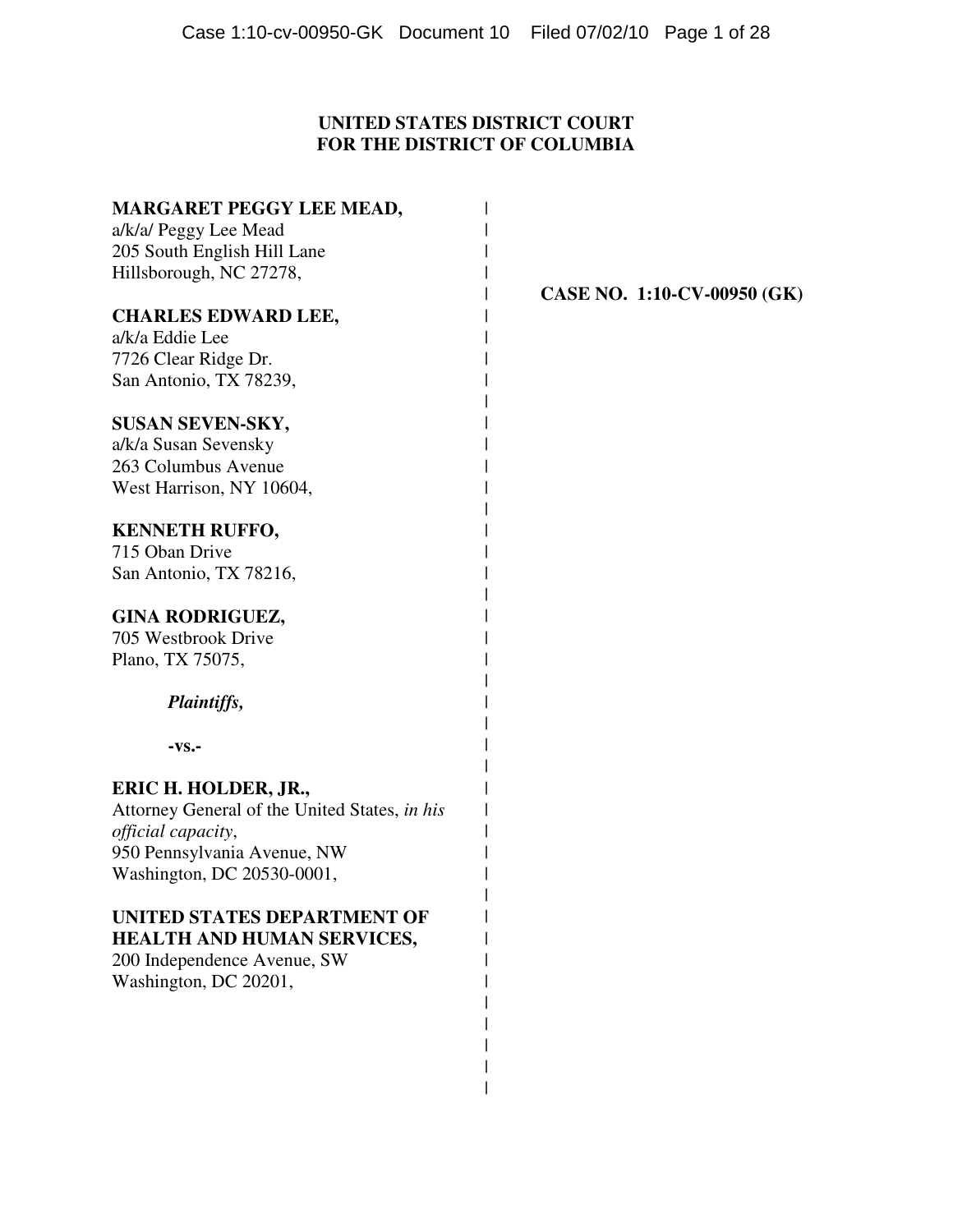**UNITED STATES DISTRICT COURT**
**FOR THE DISTRICT OF COLUMBIA**

**MARGARET PEGGY LEE MEAD,**
a/k/a/ Peggy Lee Mead
205 South English Hill Lane
Hillsborough, NC 27278,

**CHARLES EDWARD LEE,**
a/k/a Eddie Lee
7726 Clear Ridge Dr.
San Antonio, TX 78239,

**SUSAN SEVEN-SKY,**
a/k/a Susan Sevensky
263 Columbus Avenue
West Harrison, NY 10604,

**KENNETH RUFFO,**
715 Oban Drive
San Antonio, TX 78216,

**GINA RODRIGUEZ,**
705 Westbrook Drive
Plano, TX 75075,

***Plaintiffs,***

**-vs.-**

**ERIC H. HOLDER, JR.,**
Attorney General of the United States, *in his official capacity*,
950 Pennsylvania Avenue, NW
Washington, DC 20530-0001,

**UNITED STATES DEPARTMENT OF HEALTH AND HUMAN SERVICES,**
200 Independence Avenue, SW
Washington, DC 20201,

**CASE NO. 1:10-CV-00950 (GK)**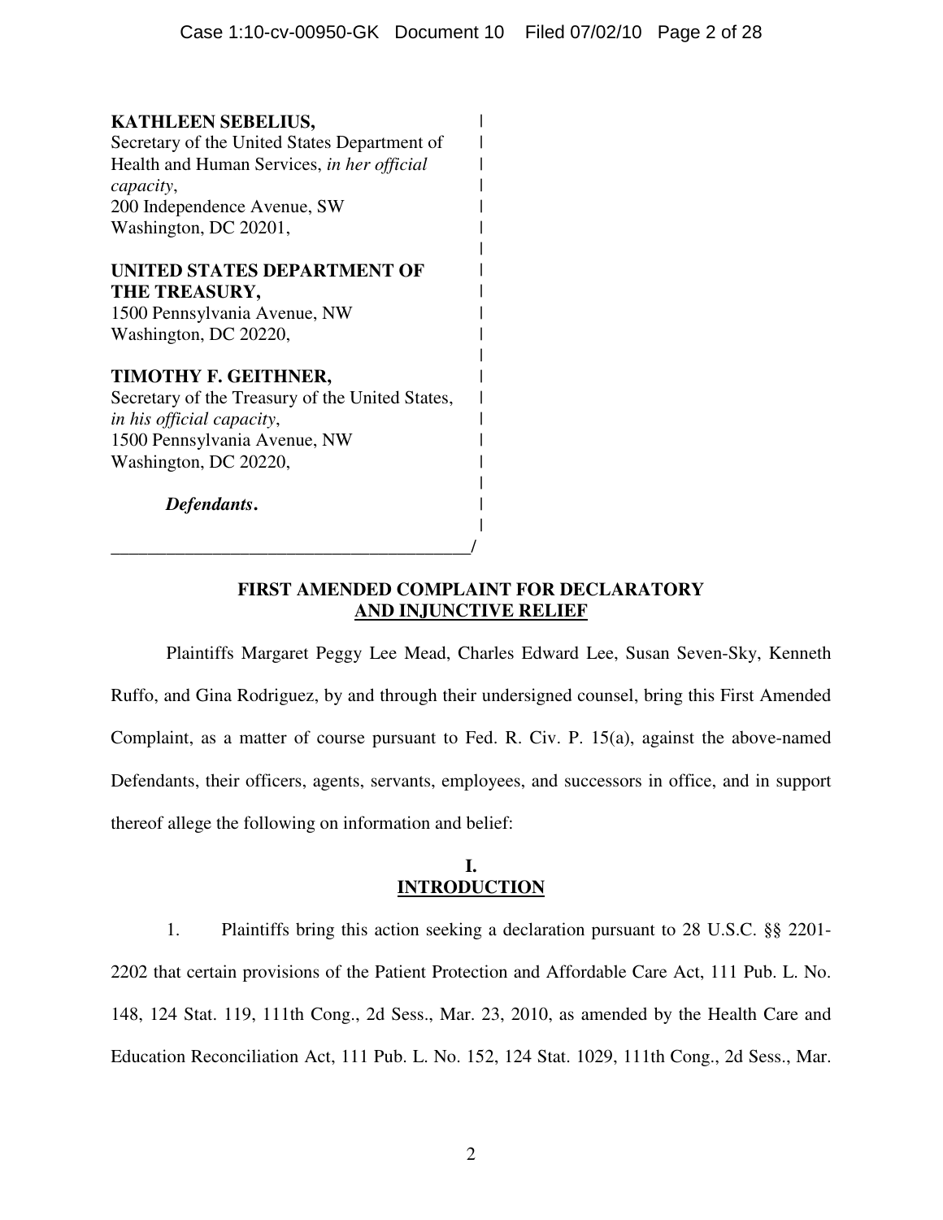**KATHLEEN SEBELIUS,**
Secretary of the United States Department of Health and Human Services, *in her official capacity*,
200 Independence Avenue, SW
Washington, DC 20201,

**UNITED STATES DEPARTMENT OF THE TREASURY,**
1500 Pennsylvania Avenue, NW
Washington, DC 20220,

**TIMOTHY F. GEITHNER,**
Secretary of the Treasury of the United States, *in his official capacity*,
1500 Pennsylvania Avenue, NW
Washington, DC 20220,

***Defendants*.**

## FIRST AMENDED COMPLAINT FOR DECLARATORY AND INJUNCTIVE RELIEF

Plaintiffs Margaret Peggy Lee Mead, Charles Edward Lee, Susan Seven-Sky, Kenneth Ruffo, and Gina Rodriguez, by and through their undersigned counsel, bring this First Amended Complaint, as a matter of course pursuant to Fed. R. Civ. P. 15(a), against the above-named Defendants, their officers, agents, servants, employees, and successors in office, and in support thereof allege the following on information and belief:

## I. INTRODUCTION

1. Plaintiffs bring this action seeking a declaration pursuant to 28 U.S.C. §§ 2201-2202 that certain provisions of the Patient Protection and Affordable Care Act, 111 Pub. L. No. 148, 124 Stat. 119, 111th Cong., 2d Sess., Mar. 23, 2010, as amended by the Health Care and Education Reconciliation Act, 111 Pub. L. No. 152, 124 Stat. 1029, 111th Cong., 2d Sess., Mar.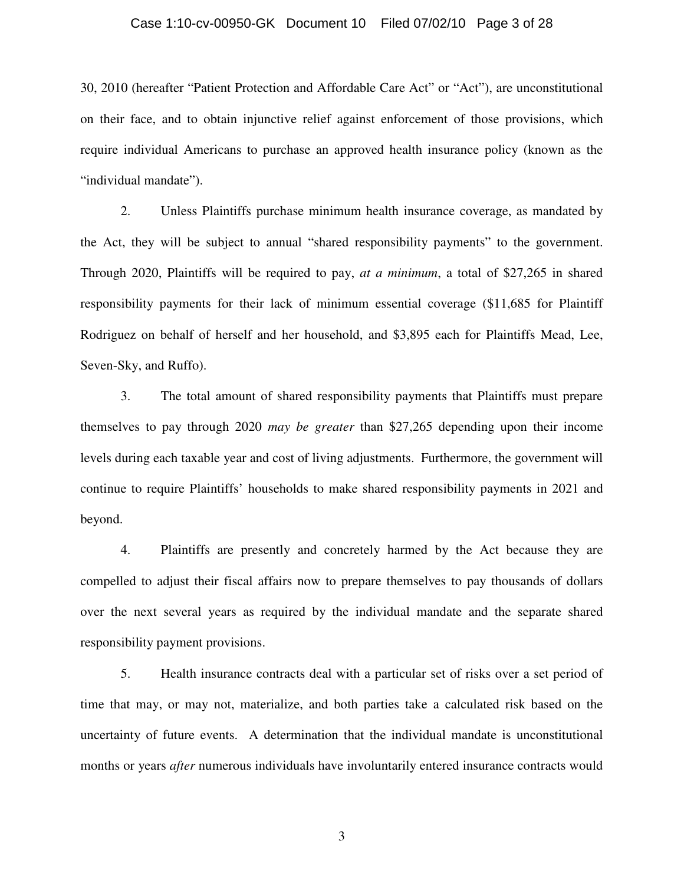30, 2010 (hereafter "Patient Protection and Affordable Care Act" or "Act"), are unconstitutional on their face, and to obtain injunctive relief against enforcement of those provisions, which require individual Americans to purchase an approved health insurance policy (known as the "individual mandate").

2. Unless Plaintiffs purchase minimum health insurance coverage, as mandated by the Act, they will be subject to annual "shared responsibility payments" to the government. Through 2020, Plaintiffs will be required to pay, *at a minimum*, a total of $27,265 in shared responsibility payments for their lack of minimum essential coverage ($11,685 for Plaintiff Rodriguez on behalf of herself and her household, and $3,895 each for Plaintiffs Mead, Lee, Seven-Sky, and Ruffo).

3. The total amount of shared responsibility payments that Plaintiffs must prepare themselves to pay through 2020 *may be greater* than $27,265 depending upon their income levels during each taxable year and cost of living adjustments. Furthermore, the government will continue to require Plaintiffs' households to make shared responsibility payments in 2021 and beyond.

4. Plaintiffs are presently and concretely harmed by the Act because they are compelled to adjust their fiscal affairs now to prepare themselves to pay thousands of dollars over the next several years as required by the individual mandate and the separate shared responsibility payment provisions.

5. Health insurance contracts deal with a particular set of risks over a set period of time that may, or may not, materialize, and both parties take a calculated risk based on the uncertainty of future events. A determination that the individual mandate is unconstitutional months or years *after* numerous individuals have involuntarily entered insurance contracts would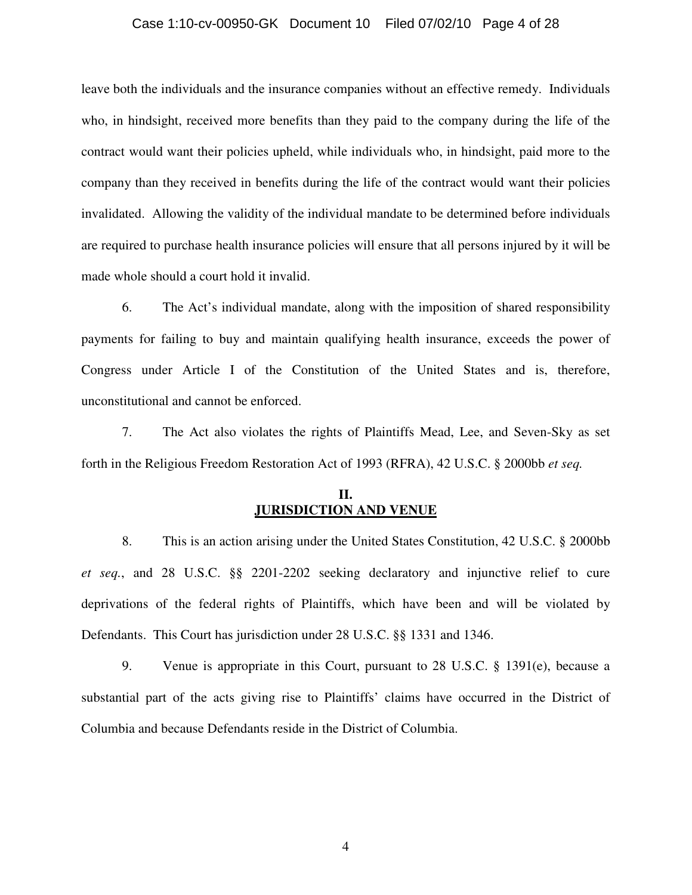leave both the individuals and the insurance companies without an effective remedy. Individuals who, in hindsight, received more benefits than they paid to the company during the life of the contract would want their policies upheld, while individuals who, in hindsight, paid more to the company than they received in benefits during the life of the contract would want their policies invalidated. Allowing the validity of the individual mandate to be determined before individuals are required to purchase health insurance policies will ensure that all persons injured by it will be made whole should a court hold it invalid.

6. The Act's individual mandate, along with the imposition of shared responsibility payments for failing to buy and maintain qualifying health insurance, exceeds the power of Congress under Article I of the Constitution of the United States and is, therefore, unconstitutional and cannot be enforced.

7. The Act also violates the rights of Plaintiffs Mead, Lee, and Seven-Sky as set forth in the Religious Freedom Restoration Act of 1993 (RFRA), 42 U.S.C. § 2000bb *et seq.*

## II.
## JURISDICTION AND VENUE

8. This is an action arising under the United States Constitution, 42 U.S.C. § 2000bb *et seq.*, and 28 U.S.C. §§ 2201-2202 seeking declaratory and injunctive relief to cure deprivations of the federal rights of Plaintiffs, which have been and will be violated by Defendants. This Court has jurisdiction under 28 U.S.C. §§ 1331 and 1346.

9. Venue is appropriate in this Court, pursuant to 28 U.S.C. § 1391(e), because a substantial part of the acts giving rise to Plaintiffs' claims have occurred in the District of Columbia and because Defendants reside in the District of Columbia.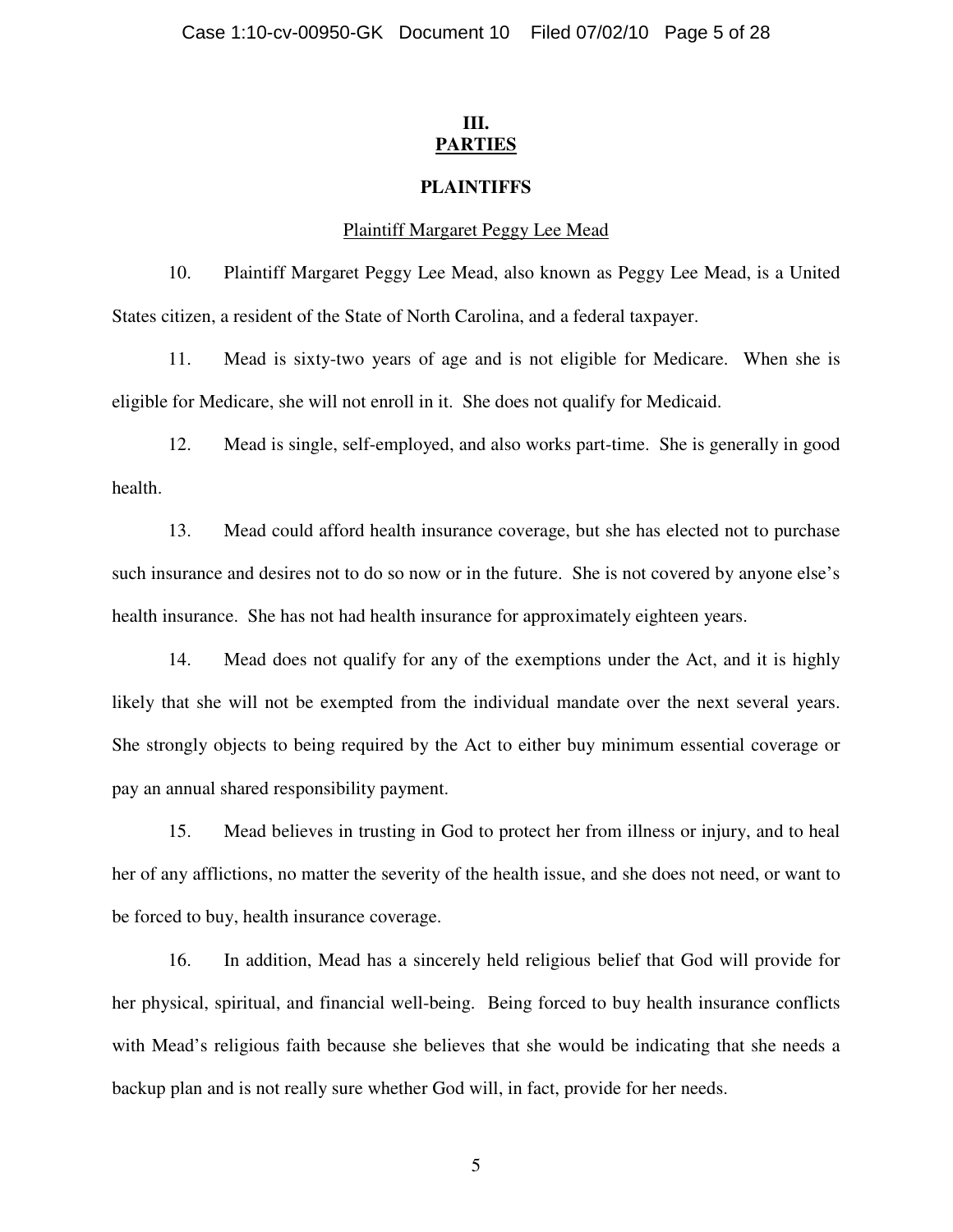## III.
## PARTIES

### PLAINTIFFS

Plaintiff Margaret Peggy Lee Mead

10. Plaintiff Margaret Peggy Lee Mead, also known as Peggy Lee Mead, is a United States citizen, a resident of the State of North Carolina, and a federal taxpayer.

11. Mead is sixty-two years of age and is not eligible for Medicare. When she is eligible for Medicare, she will not enroll in it. She does not qualify for Medicaid.

12. Mead is single, self-employed, and also works part-time. She is generally in good health.

13. Mead could afford health insurance coverage, but she has elected not to purchase such insurance and desires not to do so now or in the future. She is not covered by anyone else's health insurance. She has not had health insurance for approximately eighteen years.

14. Mead does not qualify for any of the exemptions under the Act, and it is highly likely that she will not be exempted from the individual mandate over the next several years. She strongly objects to being required by the Act to either buy minimum essential coverage or pay an annual shared responsibility payment.

15. Mead believes in trusting in God to protect her from illness or injury, and to heal her of any afflictions, no matter the severity of the health issue, and she does not need, or want to be forced to buy, health insurance coverage.

16. In addition, Mead has a sincerely held religious belief that God will provide for her physical, spiritual, and financial well-being. Being forced to buy health insurance conflicts with Mead's religious faith because she believes that she would be indicating that she needs a backup plan and is not really sure whether God will, in fact, provide for her needs.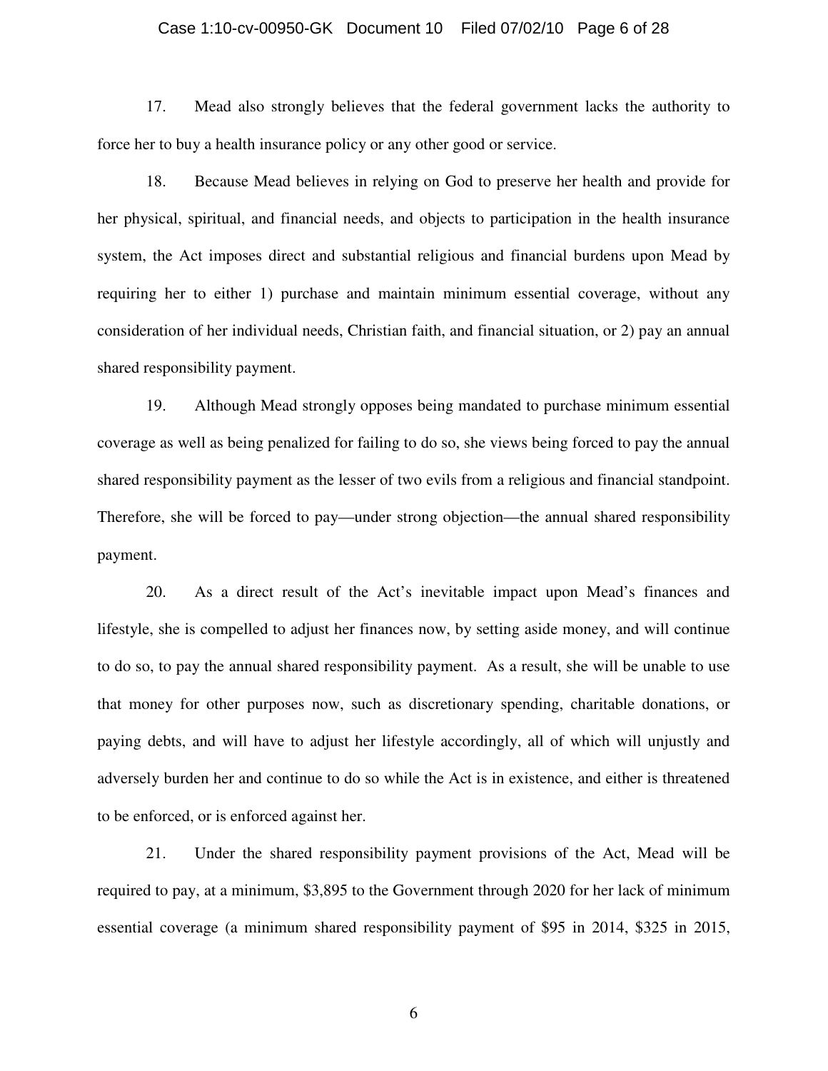17. Mead also strongly believes that the federal government lacks the authority to force her to buy a health insurance policy or any other good or service.

18. Because Mead believes in relying on God to preserve her health and provide for her physical, spiritual, and financial needs, and objects to participation in the health insurance system, the Act imposes direct and substantial religious and financial burdens upon Mead by requiring her to either 1) purchase and maintain minimum essential coverage, without any consideration of her individual needs, Christian faith, and financial situation, or 2) pay an annual shared responsibility payment.

19. Although Mead strongly opposes being mandated to purchase minimum essential coverage as well as being penalized for failing to do so, she views being forced to pay the annual shared responsibility payment as the lesser of two evils from a religious and financial standpoint. Therefore, she will be forced to pay—under strong objection—the annual shared responsibility payment.

20. As a direct result of the Act's inevitable impact upon Mead's finances and lifestyle, she is compelled to adjust her finances now, by setting aside money, and will continue to do so, to pay the annual shared responsibility payment. As a result, she will be unable to use that money for other purposes now, such as discretionary spending, charitable donations, or paying debts, and will have to adjust her lifestyle accordingly, all of which will unjustly and adversely burden her and continue to do so while the Act is in existence, and either is threatened to be enforced, or is enforced against her.

21. Under the shared responsibility payment provisions of the Act, Mead will be required to pay, at a minimum, $3,895 to the Government through 2020 for her lack of minimum essential coverage (a minimum shared responsibility payment of $95 in 2014, $325 in 2015,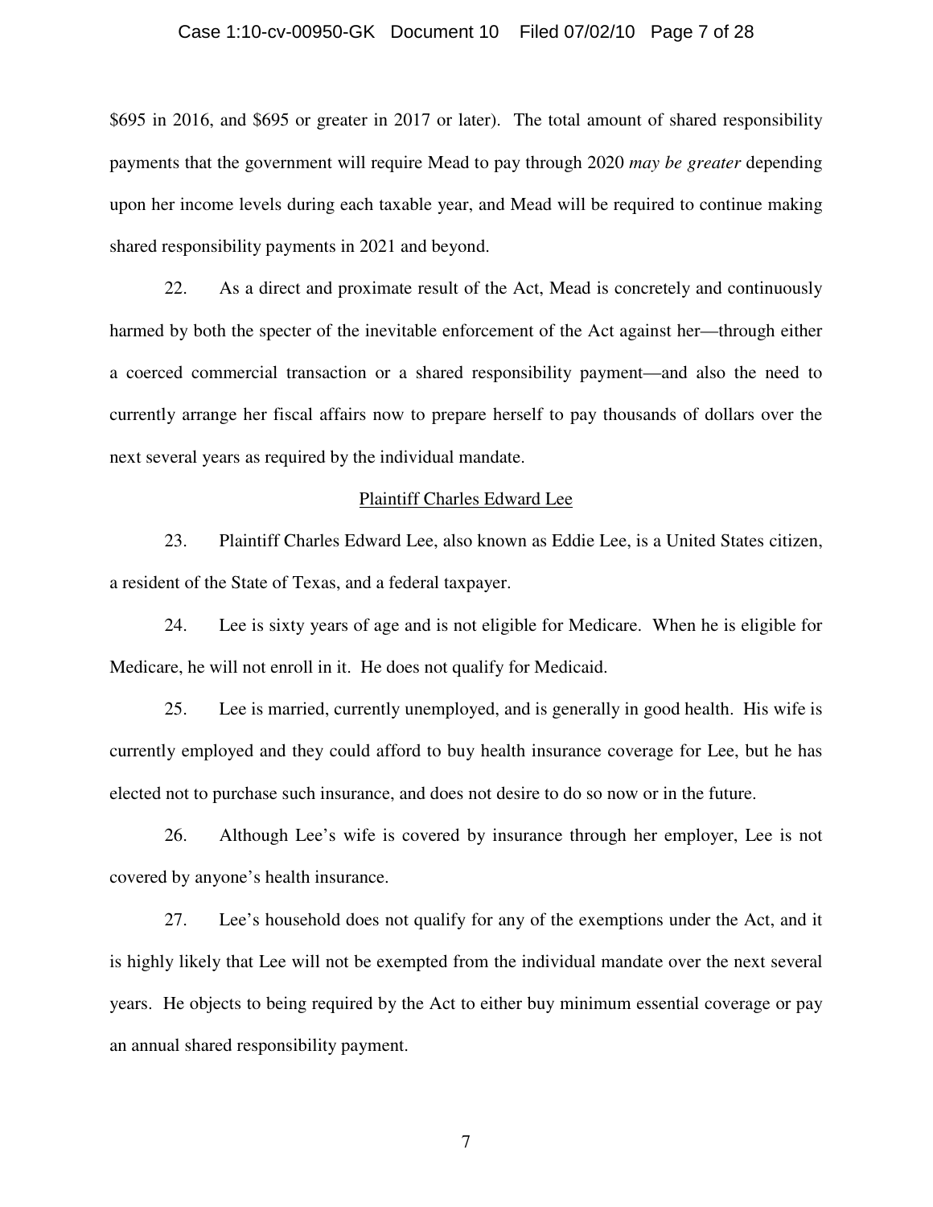$695 in 2016, and $695 or greater in 2017 or later). The total amount of shared responsibility payments that the government will require Mead to pay through 2020 *may be greater* depending upon her income levels during each taxable year, and Mead will be required to continue making shared responsibility payments in 2021 and beyond.

22. As a direct and proximate result of the Act, Mead is concretely and continuously harmed by both the specter of the inevitable enforcement of the Act against her—through either a coerced commercial transaction or a shared responsibility payment—and also the need to currently arrange her fiscal affairs now to prepare herself to pay thousands of dollars over the next several years as required by the individual mandate.

<u>Plaintiff Charles Edward Lee</u>

23. Plaintiff Charles Edward Lee, also known as Eddie Lee, is a United States citizen, a resident of the State of Texas, and a federal taxpayer.

24. Lee is sixty years of age and is not eligible for Medicare. When he is eligible for Medicare, he will not enroll in it. He does not qualify for Medicaid.

25. Lee is married, currently unemployed, and is generally in good health. His wife is currently employed and they could afford to buy health insurance coverage for Lee, but he has elected not to purchase such insurance, and does not desire to do so now or in the future.

26. Although Lee's wife is covered by insurance through her employer, Lee is not covered by anyone's health insurance.

27. Lee's household does not qualify for any of the exemptions under the Act, and it is highly likely that Lee will not be exempted from the individual mandate over the next several years. He objects to being required by the Act to either buy minimum essential coverage or pay an annual shared responsibility payment.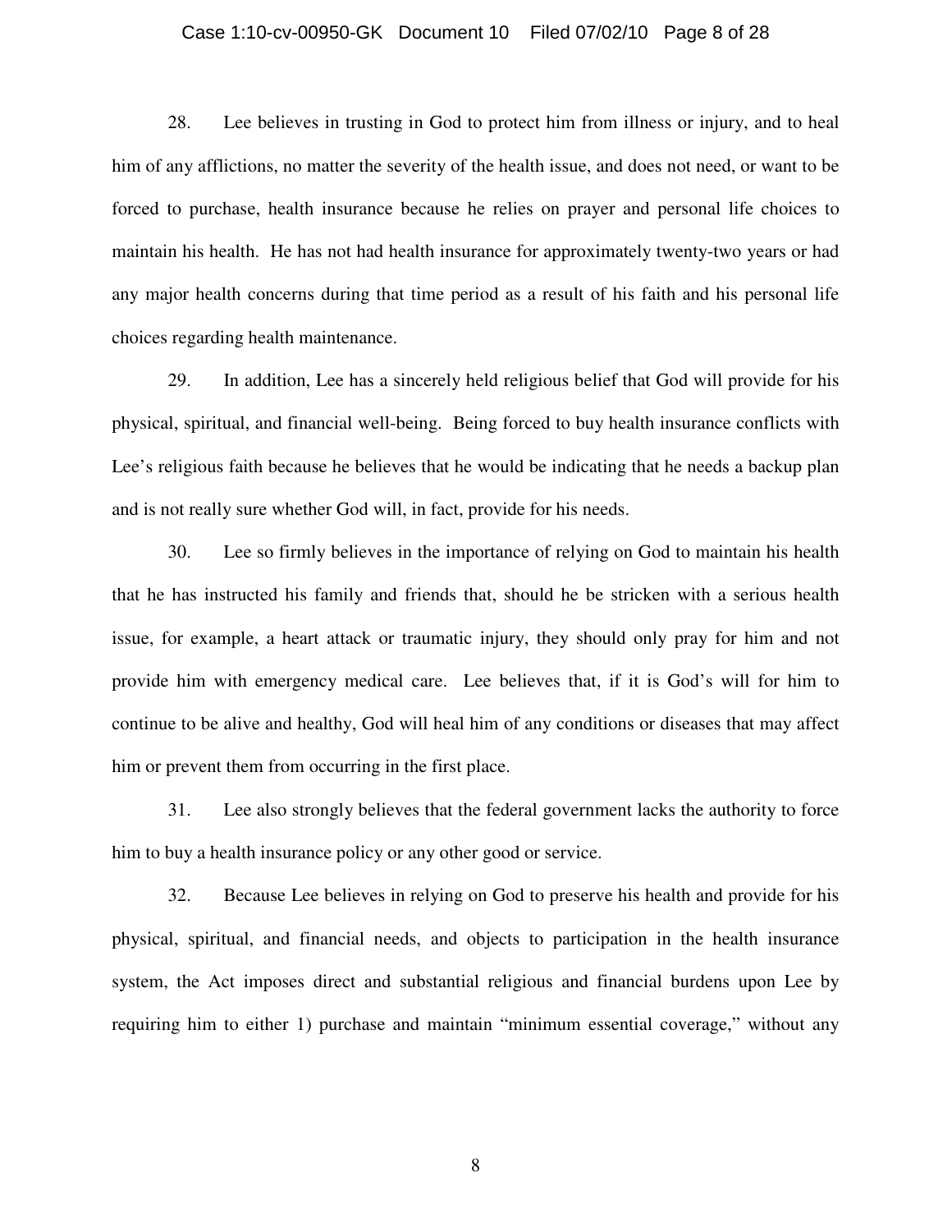28. Lee believes in trusting in God to protect him from illness or injury, and to heal him of any afflictions, no matter the severity of the health issue, and does not need, or want to be forced to purchase, health insurance because he relies on prayer and personal life choices to maintain his health. He has not had health insurance for approximately twenty-two years or had any major health concerns during that time period as a result of his faith and his personal life choices regarding health maintenance.

29. In addition, Lee has a sincerely held religious belief that God will provide for his physical, spiritual, and financial well-being. Being forced to buy health insurance conflicts with Lee's religious faith because he believes that he would be indicating that he needs a backup plan and is not really sure whether God will, in fact, provide for his needs.

30. Lee so firmly believes in the importance of relying on God to maintain his health that he has instructed his family and friends that, should he be stricken with a serious health issue, for example, a heart attack or traumatic injury, they should only pray for him and not provide him with emergency medical care. Lee believes that, if it is God's will for him to continue to be alive and healthy, God will heal him of any conditions or diseases that may affect him or prevent them from occurring in the first place.

31. Lee also strongly believes that the federal government lacks the authority to force him to buy a health insurance policy or any other good or service.

32. Because Lee believes in relying on God to preserve his health and provide for his physical, spiritual, and financial needs, and objects to participation in the health insurance system, the Act imposes direct and substantial religious and financial burdens upon Lee by requiring him to either 1) purchase and maintain "minimum essential coverage," without any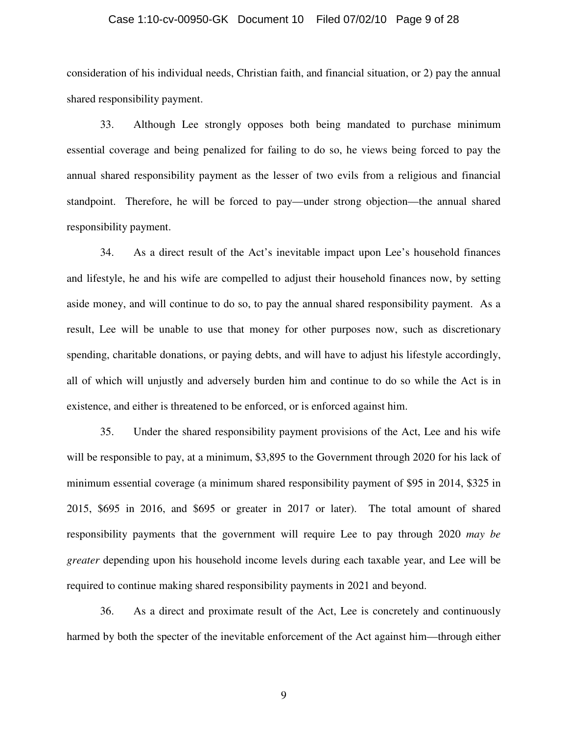consideration of his individual needs, Christian faith, and financial situation, or 2) pay the annual shared responsibility payment.

33. Although Lee strongly opposes both being mandated to purchase minimum essential coverage and being penalized for failing to do so, he views being forced to pay the annual shared responsibility payment as the lesser of two evils from a religious and financial standpoint. Therefore, he will be forced to pay—under strong objection—the annual shared responsibility payment.

34. As a direct result of the Act's inevitable impact upon Lee's household finances and lifestyle, he and his wife are compelled to adjust their household finances now, by setting aside money, and will continue to do so, to pay the annual shared responsibility payment. As a result, Lee will be unable to use that money for other purposes now, such as discretionary spending, charitable donations, or paying debts, and will have to adjust his lifestyle accordingly, all of which will unjustly and adversely burden him and continue to do so while the Act is in existence, and either is threatened to be enforced, or is enforced against him.

35. Under the shared responsibility payment provisions of the Act, Lee and his wife will be responsible to pay, at a minimum, $3,895 to the Government through 2020 for his lack of minimum essential coverage (a minimum shared responsibility payment of $95 in 2014, $325 in 2015, $695 in 2016, and $695 or greater in 2017 or later). The total amount of shared responsibility payments that the government will require Lee to pay through 2020 *may be greater* depending upon his household income levels during each taxable year, and Lee will be required to continue making shared responsibility payments in 2021 and beyond.

36. As a direct and proximate result of the Act, Lee is concretely and continuously harmed by both the specter of the inevitable enforcement of the Act against him—through either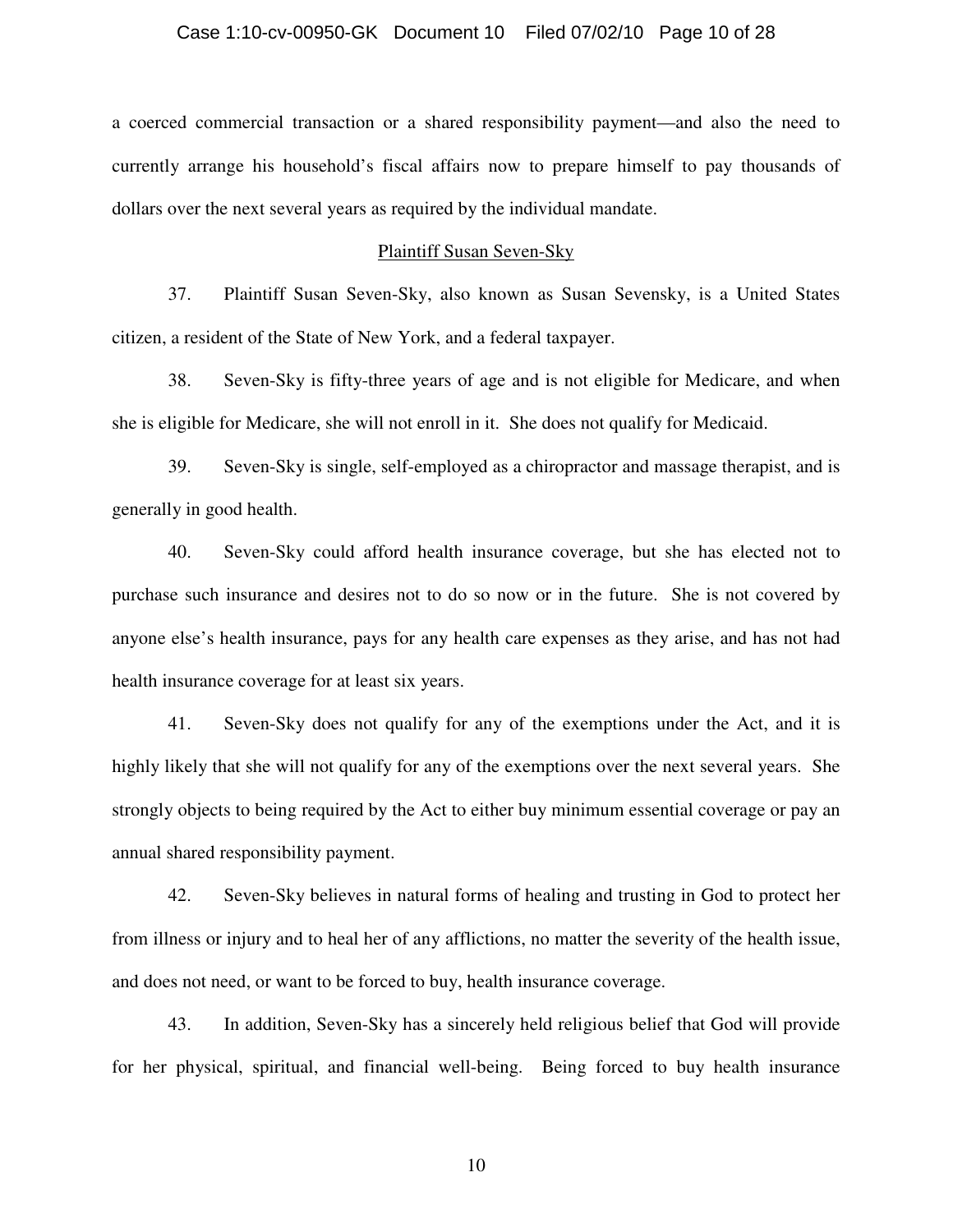a coerced commercial transaction or a shared responsibility payment—and also the need to currently arrange his household's fiscal affairs now to prepare himself to pay thousands of dollars over the next several years as required by the individual mandate.

<u>Plaintiff Susan Seven-Sky</u>

37. Plaintiff Susan Seven-Sky, also known as Susan Sevensky, is a United States citizen, a resident of the State of New York, and a federal taxpayer.

38. Seven-Sky is fifty-three years of age and is not eligible for Medicare, and when she is eligible for Medicare, she will not enroll in it. She does not qualify for Medicaid.

39. Seven-Sky is single, self-employed as a chiropractor and massage therapist, and is generally in good health.

40. Seven-Sky could afford health insurance coverage, but she has elected not to purchase such insurance and desires not to do so now or in the future. She is not covered by anyone else's health insurance, pays for any health care expenses as they arise, and has not had health insurance coverage for at least six years.

41. Seven-Sky does not qualify for any of the exemptions under the Act, and it is highly likely that she will not qualify for any of the exemptions over the next several years. She strongly objects to being required by the Act to either buy minimum essential coverage or pay an annual shared responsibility payment.

42. Seven-Sky believes in natural forms of healing and trusting in God to protect her from illness or injury and to heal her of any afflictions, no matter the severity of the health issue, and does not need, or want to be forced to buy, health insurance coverage.

43. In addition, Seven-Sky has a sincerely held religious belief that God will provide for her physical, spiritual, and financial well-being. Being forced to buy health insurance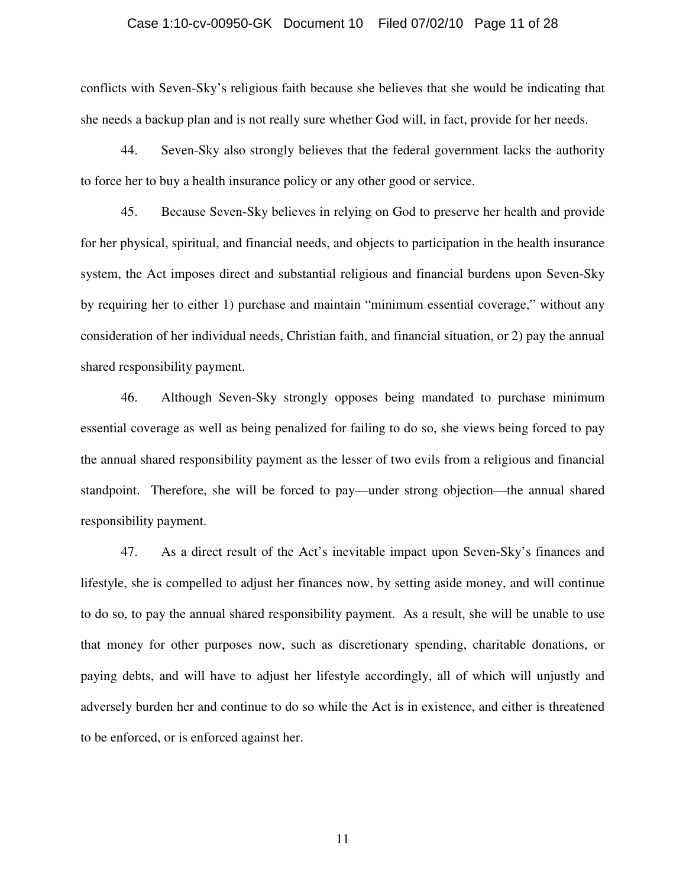conflicts with Seven-Sky's religious faith because she believes that she would be indicating that she needs a backup plan and is not really sure whether God will, in fact, provide for her needs.

44. Seven-Sky also strongly believes that the federal government lacks the authority to force her to buy a health insurance policy or any other good or service.

45. Because Seven-Sky believes in relying on God to preserve her health and provide for her physical, spiritual, and financial needs, and objects to participation in the health insurance system, the Act imposes direct and substantial religious and financial burdens upon Seven-Sky by requiring her to either 1) purchase and maintain "minimum essential coverage," without any consideration of her individual needs, Christian faith, and financial situation, or 2) pay the annual shared responsibility payment.

46. Although Seven-Sky strongly opposes being mandated to purchase minimum essential coverage as well as being penalized for failing to do so, she views being forced to pay the annual shared responsibility payment as the lesser of two evils from a religious and financial standpoint. Therefore, she will be forced to pay—under strong objection—the annual shared responsibility payment.

47. As a direct result of the Act's inevitable impact upon Seven-Sky's finances and lifestyle, she is compelled to adjust her finances now, by setting aside money, and will continue to do so, to pay the annual shared responsibility payment. As a result, she will be unable to use that money for other purposes now, such as discretionary spending, charitable donations, or paying debts, and will have to adjust her lifestyle accordingly, all of which will unjustly and adversely burden her and continue to do so while the Act is in existence, and either is threatened to be enforced, or is enforced against her.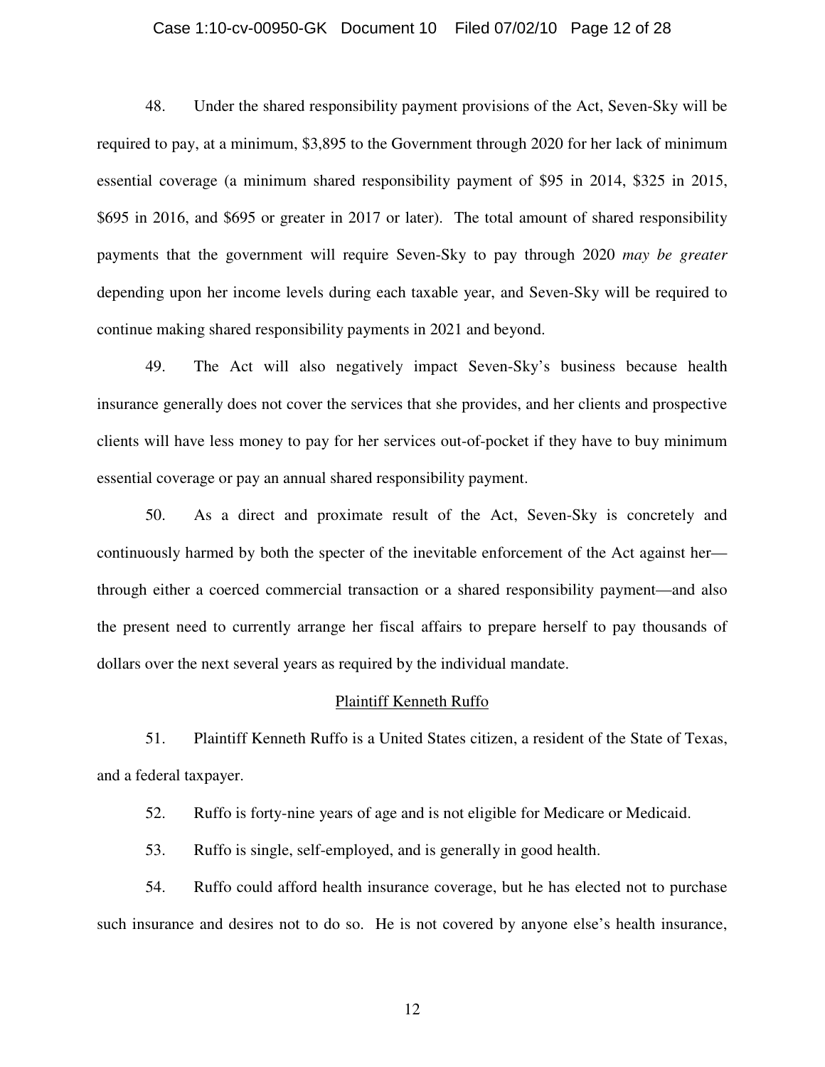48. Under the shared responsibility payment provisions of the Act, Seven-Sky will be required to pay, at a minimum, $3,895 to the Government through 2020 for her lack of minimum essential coverage (a minimum shared responsibility payment of $95 in 2014, $325 in 2015, $695 in 2016, and $695 or greater in 2017 or later). The total amount of shared responsibility payments that the government will require Seven-Sky to pay through 2020 *may be greater* depending upon her income levels during each taxable year, and Seven-Sky will be required to continue making shared responsibility payments in 2021 and beyond.

49. The Act will also negatively impact Seven-Sky's business because health insurance generally does not cover the services that she provides, and her clients and prospective clients will have less money to pay for her services out-of-pocket if they have to buy minimum essential coverage or pay an annual shared responsibility payment.

50. As a direct and proximate result of the Act, Seven-Sky is concretely and continuously harmed by both the specter of the inevitable enforcement of the Act against her—through either a coerced commercial transaction or a shared responsibility payment—and also the present need to currently arrange her fiscal affairs to prepare herself to pay thousands of dollars over the next several years as required by the individual mandate.

<u>Plaintiff Kenneth Ruffo</u>

51. Plaintiff Kenneth Ruffo is a United States citizen, a resident of the State of Texas, and a federal taxpayer.

52. Ruffo is forty-nine years of age and is not eligible for Medicare or Medicaid.

53. Ruffo is single, self-employed, and is generally in good health.

54. Ruffo could afford health insurance coverage, but he has elected not to purchase such insurance and desires not to do so. He is not covered by anyone else's health insurance,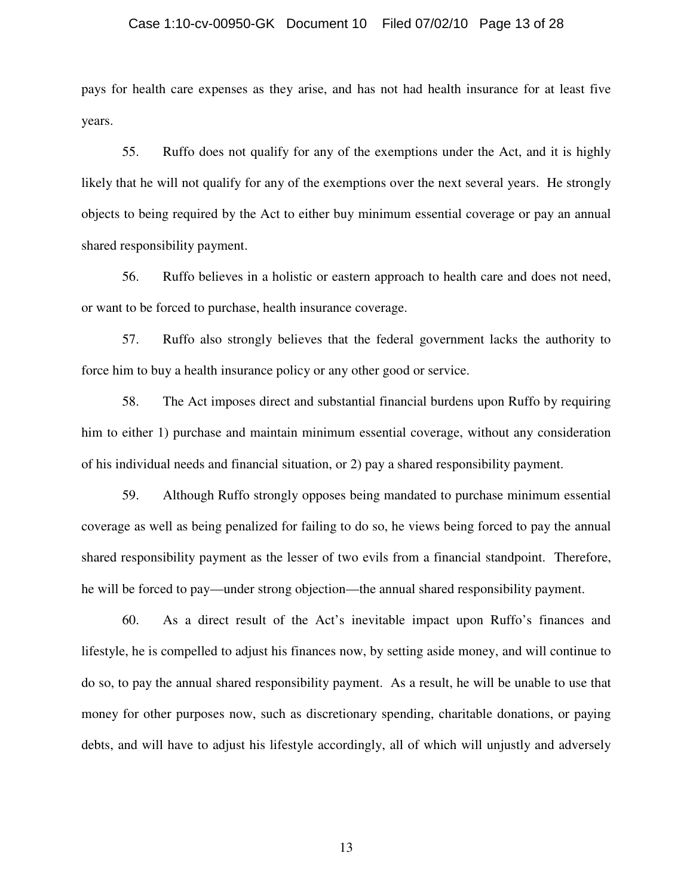pays for health care expenses as they arise, and has not had health insurance for at least five years.

55. Ruffo does not qualify for any of the exemptions under the Act, and it is highly likely that he will not qualify for any of the exemptions over the next several years. He strongly objects to being required by the Act to either buy minimum essential coverage or pay an annual shared responsibility payment.

56. Ruffo believes in a holistic or eastern approach to health care and does not need, or want to be forced to purchase, health insurance coverage.

57. Ruffo also strongly believes that the federal government lacks the authority to force him to buy a health insurance policy or any other good or service.

58. The Act imposes direct and substantial financial burdens upon Ruffo by requiring him to either 1) purchase and maintain minimum essential coverage, without any consideration of his individual needs and financial situation, or 2) pay a shared responsibility payment.

59. Although Ruffo strongly opposes being mandated to purchase minimum essential coverage as well as being penalized for failing to do so, he views being forced to pay the annual shared responsibility payment as the lesser of two evils from a financial standpoint. Therefore, he will be forced to pay—under strong objection—the annual shared responsibility payment.

60. As a direct result of the Act's inevitable impact upon Ruffo's finances and lifestyle, he is compelled to adjust his finances now, by setting aside money, and will continue to do so, to pay the annual shared responsibility payment. As a result, he will be unable to use that money for other purposes now, such as discretionary spending, charitable donations, or paying debts, and will have to adjust his lifestyle accordingly, all of which will unjustly and adversely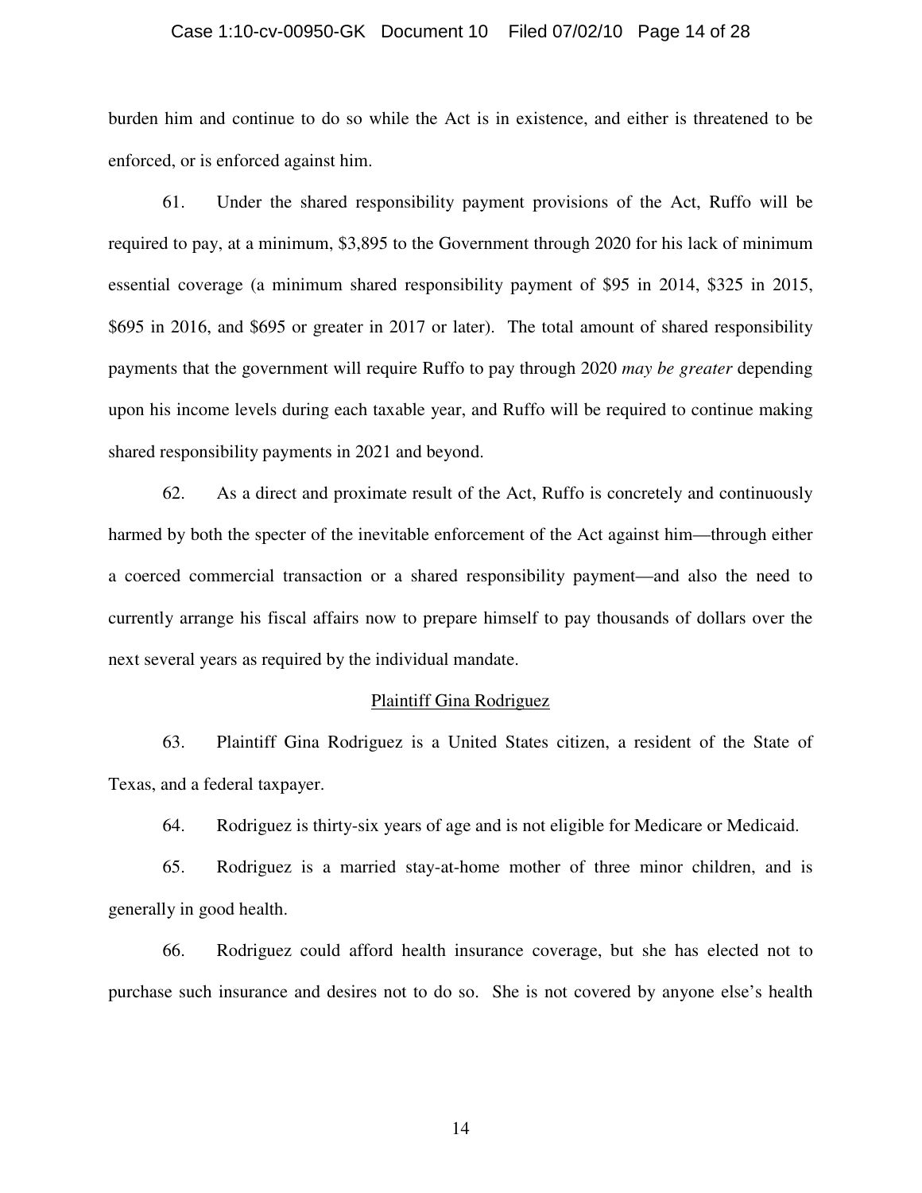burden him and continue to do so while the Act is in existence, and either is threatened to be enforced, or is enforced against him.

61. Under the shared responsibility payment provisions of the Act, Ruffo will be required to pay, at a minimum, $3,895 to the Government through 2020 for his lack of minimum essential coverage (a minimum shared responsibility payment of $95 in 2014, $325 in 2015, $695 in 2016, and $695 or greater in 2017 or later). The total amount of shared responsibility payments that the government will require Ruffo to pay through 2020 *may be greater* depending upon his income levels during each taxable year, and Ruffo will be required to continue making shared responsibility payments in 2021 and beyond.

62. As a direct and proximate result of the Act, Ruffo is concretely and continuously harmed by both the specter of the inevitable enforcement of the Act against him—through either a coerced commercial transaction or a shared responsibility payment—and also the need to currently arrange his fiscal affairs now to prepare himself to pay thousands of dollars over the next several years as required by the individual mandate.

<u>Plaintiff Gina Rodriguez</u>

63. Plaintiff Gina Rodriguez is a United States citizen, a resident of the State of Texas, and a federal taxpayer.

64. Rodriguez is thirty-six years of age and is not eligible for Medicare or Medicaid.

65. Rodriguez is a married stay-at-home mother of three minor children, and is generally in good health.

66. Rodriguez could afford health insurance coverage, but she has elected not to purchase such insurance and desires not to do so. She is not covered by anyone else's health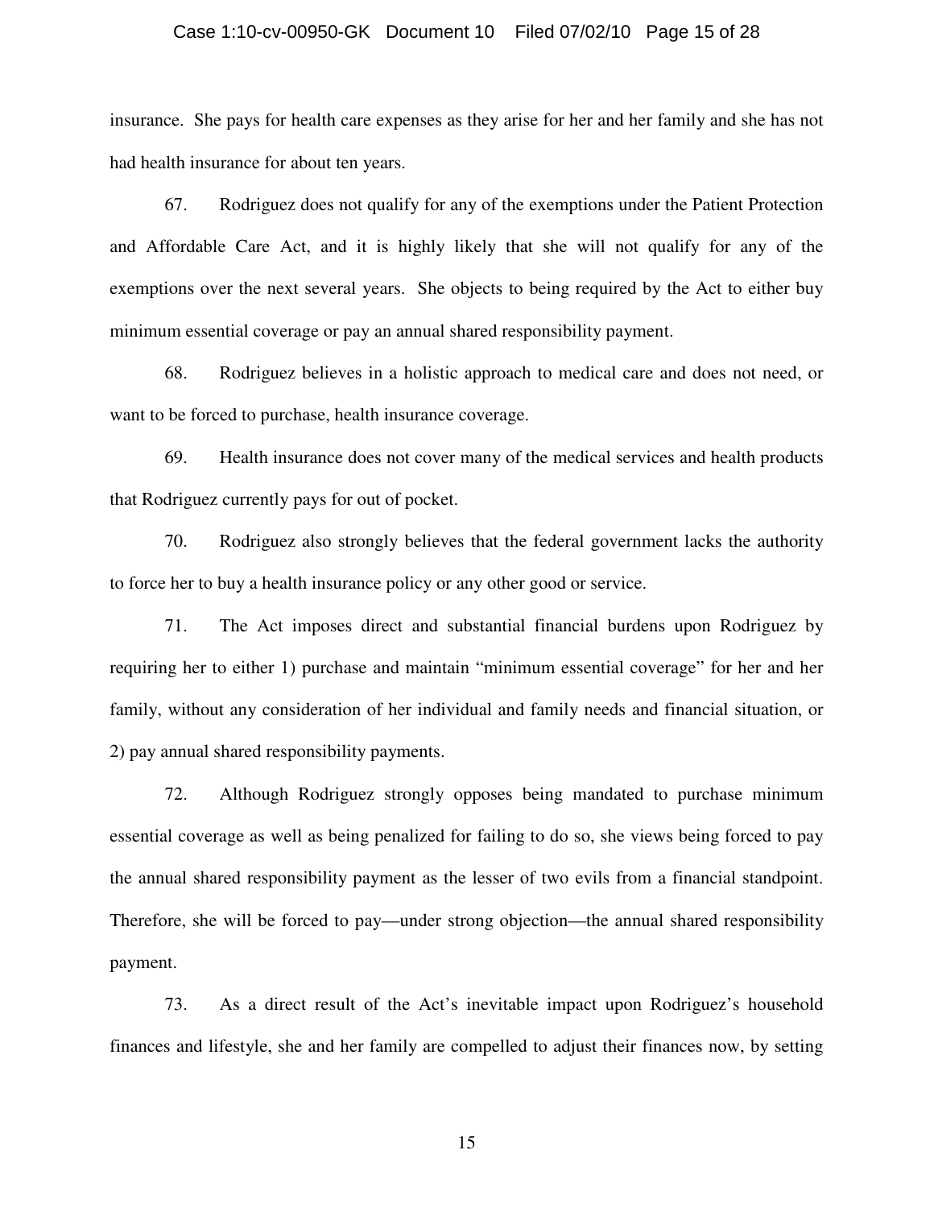insurance. She pays for health care expenses as they arise for her and her family and she has not had health insurance for about ten years.

67. Rodriguez does not qualify for any of the exemptions under the Patient Protection and Affordable Care Act, and it is highly likely that she will not qualify for any of the exemptions over the next several years. She objects to being required by the Act to either buy minimum essential coverage or pay an annual shared responsibility payment.

68. Rodriguez believes in a holistic approach to medical care and does not need, or want to be forced to purchase, health insurance coverage.

69. Health insurance does not cover many of the medical services and health products that Rodriguez currently pays for out of pocket.

70. Rodriguez also strongly believes that the federal government lacks the authority to force her to buy a health insurance policy or any other good or service.

71. The Act imposes direct and substantial financial burdens upon Rodriguez by requiring her to either 1) purchase and maintain "minimum essential coverage" for her and her family, without any consideration of her individual and family needs and financial situation, or 2) pay annual shared responsibility payments.

72. Although Rodriguez strongly opposes being mandated to purchase minimum essential coverage as well as being penalized for failing to do so, she views being forced to pay the annual shared responsibility payment as the lesser of two evils from a financial standpoint. Therefore, she will be forced to pay—under strong objection—the annual shared responsibility payment.

73. As a direct result of the Act's inevitable impact upon Rodriguez's household finances and lifestyle, she and her family are compelled to adjust their finances now, by setting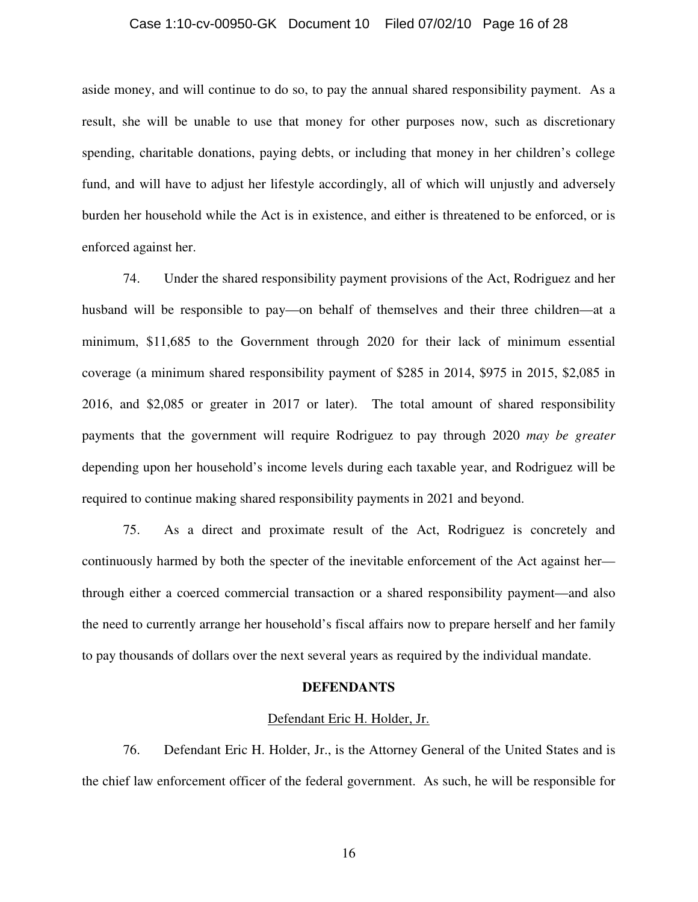aside money, and will continue to do so, to pay the annual shared responsibility payment. As a result, she will be unable to use that money for other purposes now, such as discretionary spending, charitable donations, paying debts, or including that money in her children's college fund, and will have to adjust her lifestyle accordingly, all of which will unjustly and adversely burden her household while the Act is in existence, and either is threatened to be enforced, or is enforced against her.

74. Under the shared responsibility payment provisions of the Act, Rodriguez and her husband will be responsible to pay—on behalf of themselves and their three children—at a minimum, $11,685 to the Government through 2020 for their lack of minimum essential coverage (a minimum shared responsibility payment of $285 in 2014, $975 in 2015, $2,085 in 2016, and $2,085 or greater in 2017 or later). The total amount of shared responsibility payments that the government will require Rodriguez to pay through 2020 *may be greater* depending upon her household's income levels during each taxable year, and Rodriguez will be required to continue making shared responsibility payments in 2021 and beyond.

75. As a direct and proximate result of the Act, Rodriguez is concretely and continuously harmed by both the specter of the inevitable enforcement of the Act against her—through either a coerced commercial transaction or a shared responsibility payment—and also the need to currently arrange her household's fiscal affairs now to prepare herself and her family to pay thousands of dollars over the next several years as required by the individual mandate.

## DEFENDANTS

### Defendant Eric H. Holder, Jr.

76. Defendant Eric H. Holder, Jr., is the Attorney General of the United States and is the chief law enforcement officer of the federal government. As such, he will be responsible for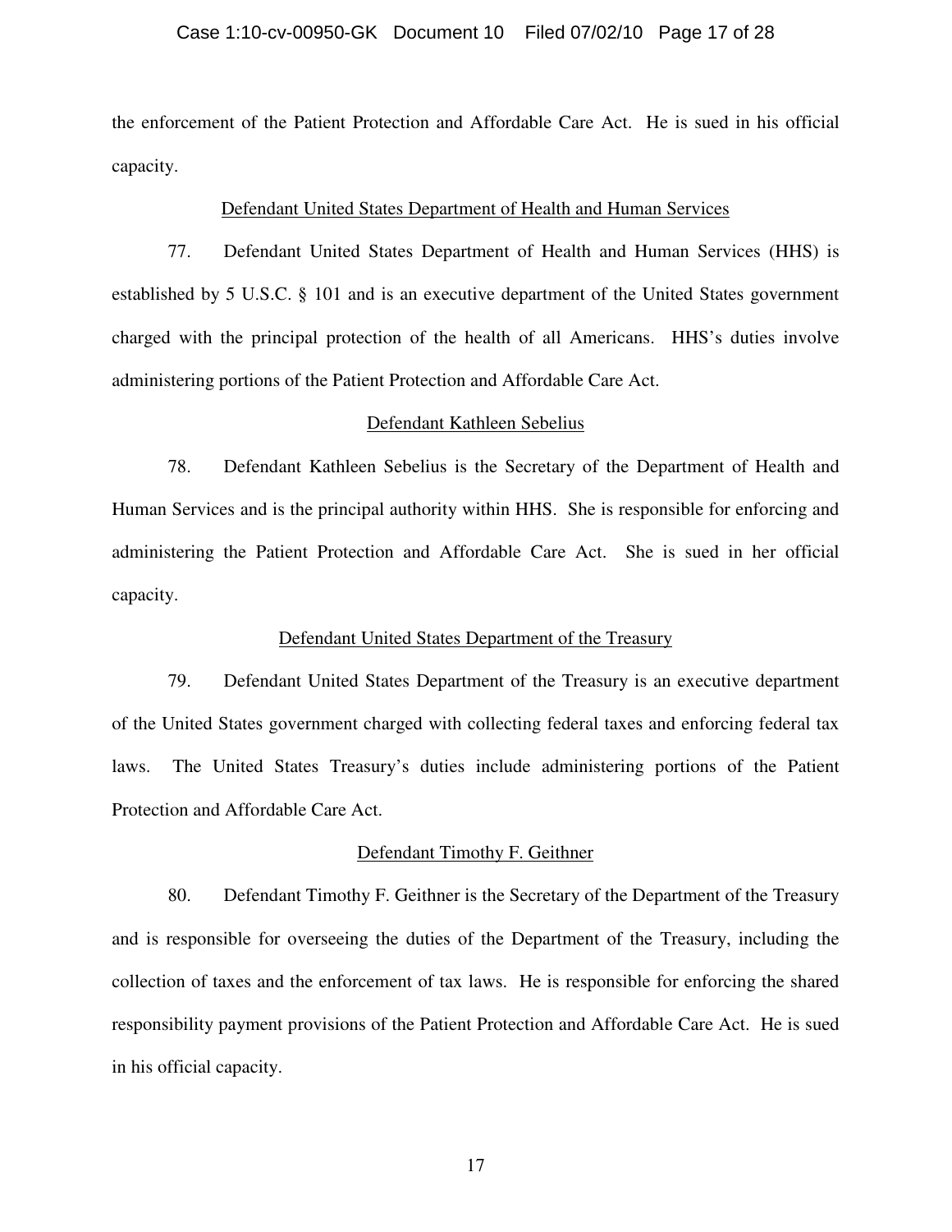the enforcement of the Patient Protection and Affordable Care Act. He is sued in his official capacity.

<u>Defendant United States Department of Health and Human Services</u>

77. Defendant United States Department of Health and Human Services (HHS) is established by 5 U.S.C. § 101 and is an executive department of the United States government charged with the principal protection of the health of all Americans. HHS's duties involve administering portions of the Patient Protection and Affordable Care Act.

<u>Defendant Kathleen Sebelius</u>

78. Defendant Kathleen Sebelius is the Secretary of the Department of Health and Human Services and is the principal authority within HHS. She is responsible for enforcing and administering the Patient Protection and Affordable Care Act. She is sued in her official capacity.

<u>Defendant United States Department of the Treasury</u>

79. Defendant United States Department of the Treasury is an executive department of the United States government charged with collecting federal taxes and enforcing federal tax laws. The United States Treasury's duties include administering portions of the Patient Protection and Affordable Care Act.

<u>Defendant Timothy F. Geithner</u>

80. Defendant Timothy F. Geithner is the Secretary of the Department of the Treasury and is responsible for overseeing the duties of the Department of the Treasury, including the collection of taxes and the enforcement of tax laws. He is responsible for enforcing the shared responsibility payment provisions of the Patient Protection and Affordable Care Act. He is sued in his official capacity.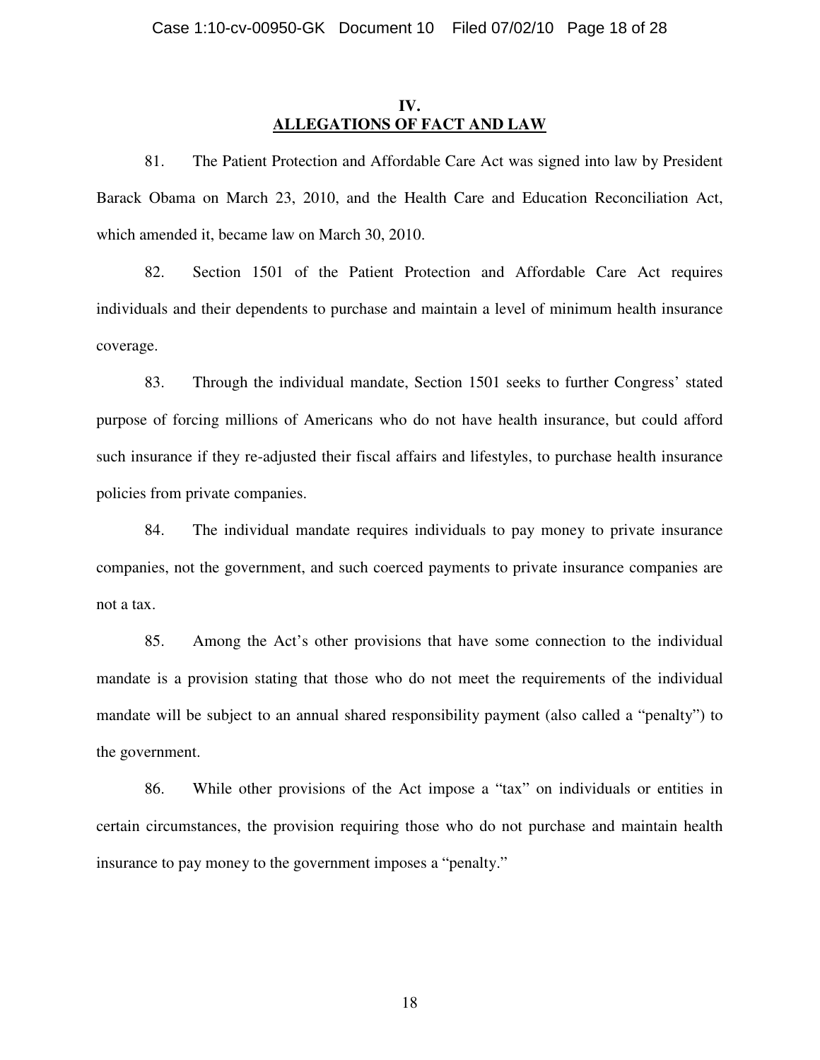## IV.
## ALLEGATIONS OF FACT AND LAW

81. The Patient Protection and Affordable Care Act was signed into law by President Barack Obama on March 23, 2010, and the Health Care and Education Reconciliation Act, which amended it, became law on March 30, 2010.

82. Section 1501 of the Patient Protection and Affordable Care Act requires individuals and their dependents to purchase and maintain a level of minimum health insurance coverage.

83. Through the individual mandate, Section 1501 seeks to further Congress' stated purpose of forcing millions of Americans who do not have health insurance, but could afford such insurance if they re-adjusted their fiscal affairs and lifestyles, to purchase health insurance policies from private companies.

84. The individual mandate requires individuals to pay money to private insurance companies, not the government, and such coerced payments to private insurance companies are not a tax.

85. Among the Act's other provisions that have some connection to the individual mandate is a provision stating that those who do not meet the requirements of the individual mandate will be subject to an annual shared responsibility payment (also called a "penalty") to the government.

86. While other provisions of the Act impose a "tax" on individuals or entities in certain circumstances, the provision requiring those who do not purchase and maintain health insurance to pay money to the government imposes a "penalty."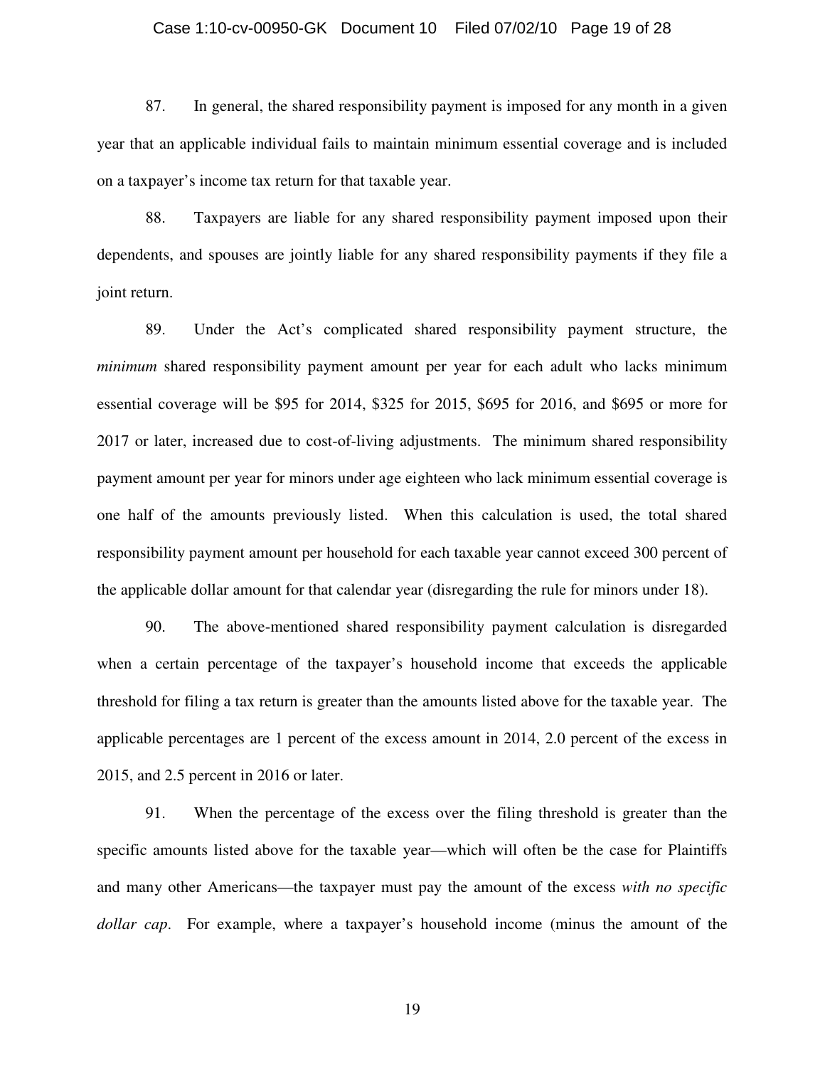87. In general, the shared responsibility payment is imposed for any month in a given year that an applicable individual fails to maintain minimum essential coverage and is included on a taxpayer's income tax return for that taxable year.

88. Taxpayers are liable for any shared responsibility payment imposed upon their dependents, and spouses are jointly liable for any shared responsibility payments if they file a joint return.

89. Under the Act's complicated shared responsibility payment structure, the *minimum* shared responsibility payment amount per year for each adult who lacks minimum essential coverage will be \$95 for 2014, \$325 for 2015, \$695 for 2016, and \$695 or more for 2017 or later, increased due to cost-of-living adjustments. The minimum shared responsibility payment amount per year for minors under age eighteen who lack minimum essential coverage is one half of the amounts previously listed. When this calculation is used, the total shared responsibility payment amount per household for each taxable year cannot exceed 300 percent of the applicable dollar amount for that calendar year (disregarding the rule for minors under 18).

90. The above-mentioned shared responsibility payment calculation is disregarded when a certain percentage of the taxpayer's household income that exceeds the applicable threshold for filing a tax return is greater than the amounts listed above for the taxable year. The applicable percentages are 1 percent of the excess amount in 2014, 2.0 percent of the excess in 2015, and 2.5 percent in 2016 or later.

91. When the percentage of the excess over the filing threshold is greater than the specific amounts listed above for the taxable year—which will often be the case for Plaintiffs and many other Americans—the taxpayer must pay the amount of the excess *with no specific dollar cap*. For example, where a taxpayer's household income (minus the amount of the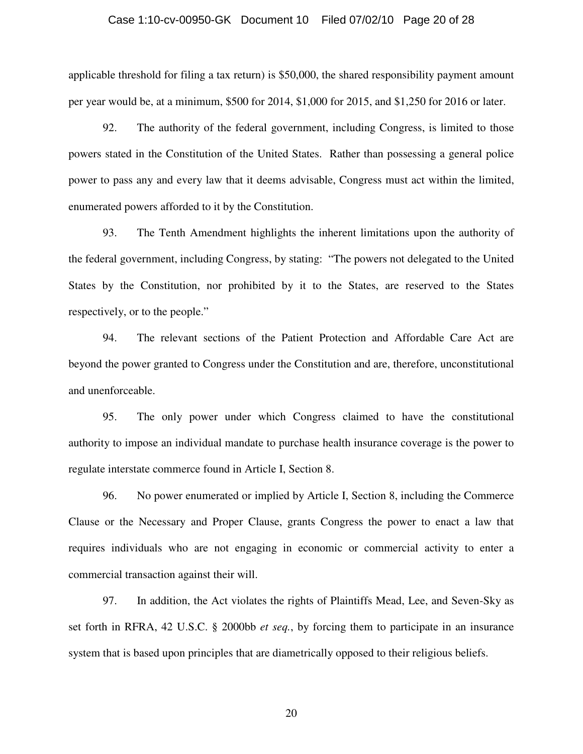applicable threshold for filing a tax return) is $50,000, the shared responsibility payment amount per year would be, at a minimum, $500 for 2014, $1,000 for 2015, and $1,250 for 2016 or later.

92. The authority of the federal government, including Congress, is limited to those powers stated in the Constitution of the United States. Rather than possessing a general police power to pass any and every law that it deems advisable, Congress must act within the limited, enumerated powers afforded to it by the Constitution.

93. The Tenth Amendment highlights the inherent limitations upon the authority of the federal government, including Congress, by stating: "The powers not delegated to the United States by the Constitution, nor prohibited by it to the States, are reserved to the States respectively, or to the people."

94. The relevant sections of the Patient Protection and Affordable Care Act are beyond the power granted to Congress under the Constitution and are, therefore, unconstitutional and unenforceable.

95. The only power under which Congress claimed to have the constitutional authority to impose an individual mandate to purchase health insurance coverage is the power to regulate interstate commerce found in Article I, Section 8.

96. No power enumerated or implied by Article I, Section 8, including the Commerce Clause or the Necessary and Proper Clause, grants Congress the power to enact a law that requires individuals who are not engaging in economic or commercial activity to enter a commercial transaction against their will.

97. In addition, the Act violates the rights of Plaintiffs Mead, Lee, and Seven-Sky as set forth in RFRA, 42 U.S.C. § 2000bb *et seq.*, by forcing them to participate in an insurance system that is based upon principles that are diametrically opposed to their religious beliefs.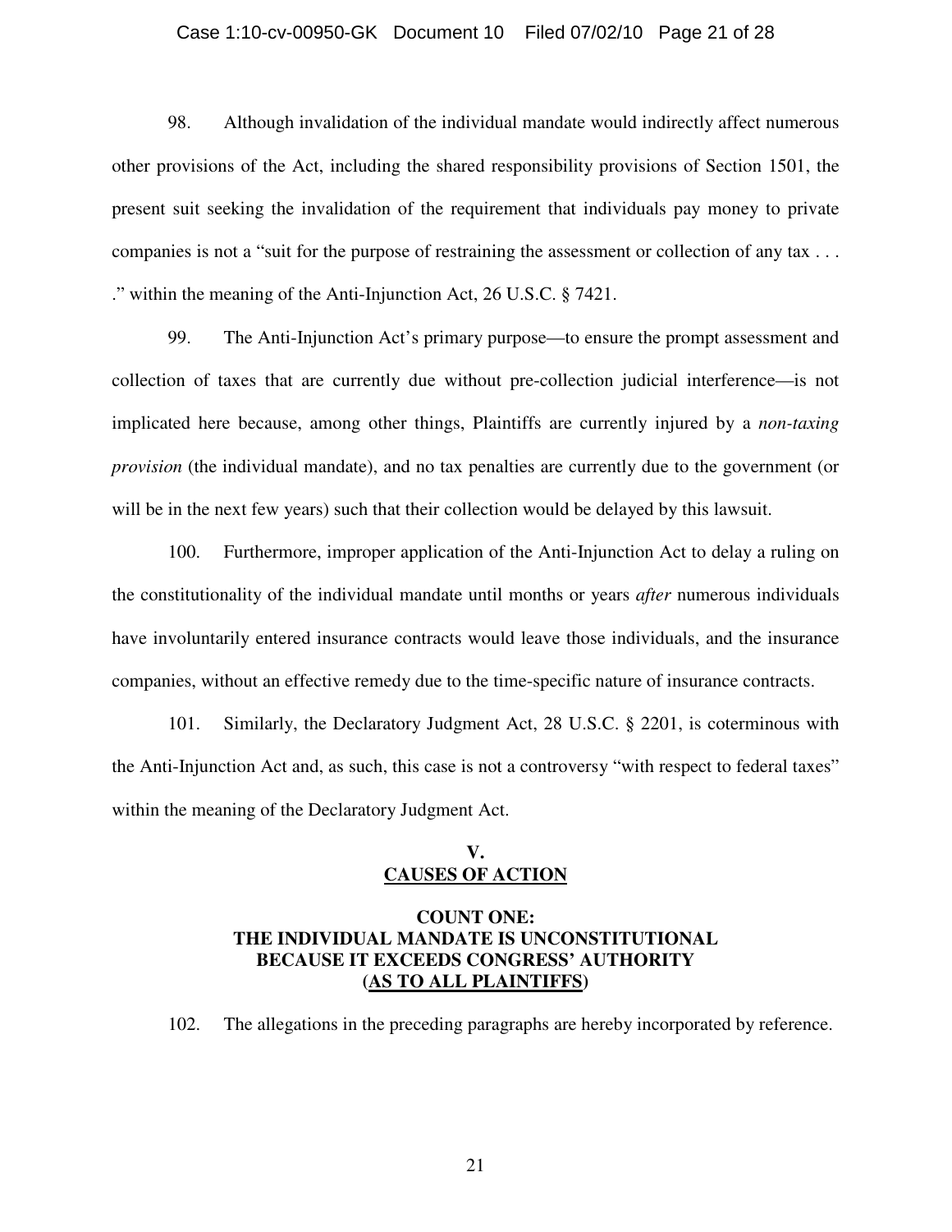98. Although invalidation of the individual mandate would indirectly affect numerous other provisions of the Act, including the shared responsibility provisions of Section 1501, the present suit seeking the invalidation of the requirement that individuals pay money to private companies is not a "suit for the purpose of restraining the assessment or collection of any tax . . . ." within the meaning of the Anti-Injunction Act, 26 U.S.C. § 7421.

99. The Anti-Injunction Act's primary purpose—to ensure the prompt assessment and collection of taxes that are currently due without pre-collection judicial interference—is not implicated here because, among other things, Plaintiffs are currently injured by a *non-taxing provision* (the individual mandate), and no tax penalties are currently due to the government (or will be in the next few years) such that their collection would be delayed by this lawsuit.

100. Furthermore, improper application of the Anti-Injunction Act to delay a ruling on the constitutionality of the individual mandate until months or years *after* numerous individuals have involuntarily entered insurance contracts would leave those individuals, and the insurance companies, without an effective remedy due to the time-specific nature of insurance contracts.

101. Similarly, the Declaratory Judgment Act, 28 U.S.C. § 2201, is coterminous with the Anti-Injunction Act and, as such, this case is not a controversy "with respect to federal taxes" within the meaning of the Declaratory Judgment Act.

## V.
## CAUSES OF ACTION

### COUNT ONE: THE INDIVIDUAL MANDATE IS UNCONSTITUTIONAL BECAUSE IT EXCEEDS CONGRESS' AUTHORITY (AS TO ALL PLAINTIFFS)

102. The allegations in the preceding paragraphs are hereby incorporated by reference.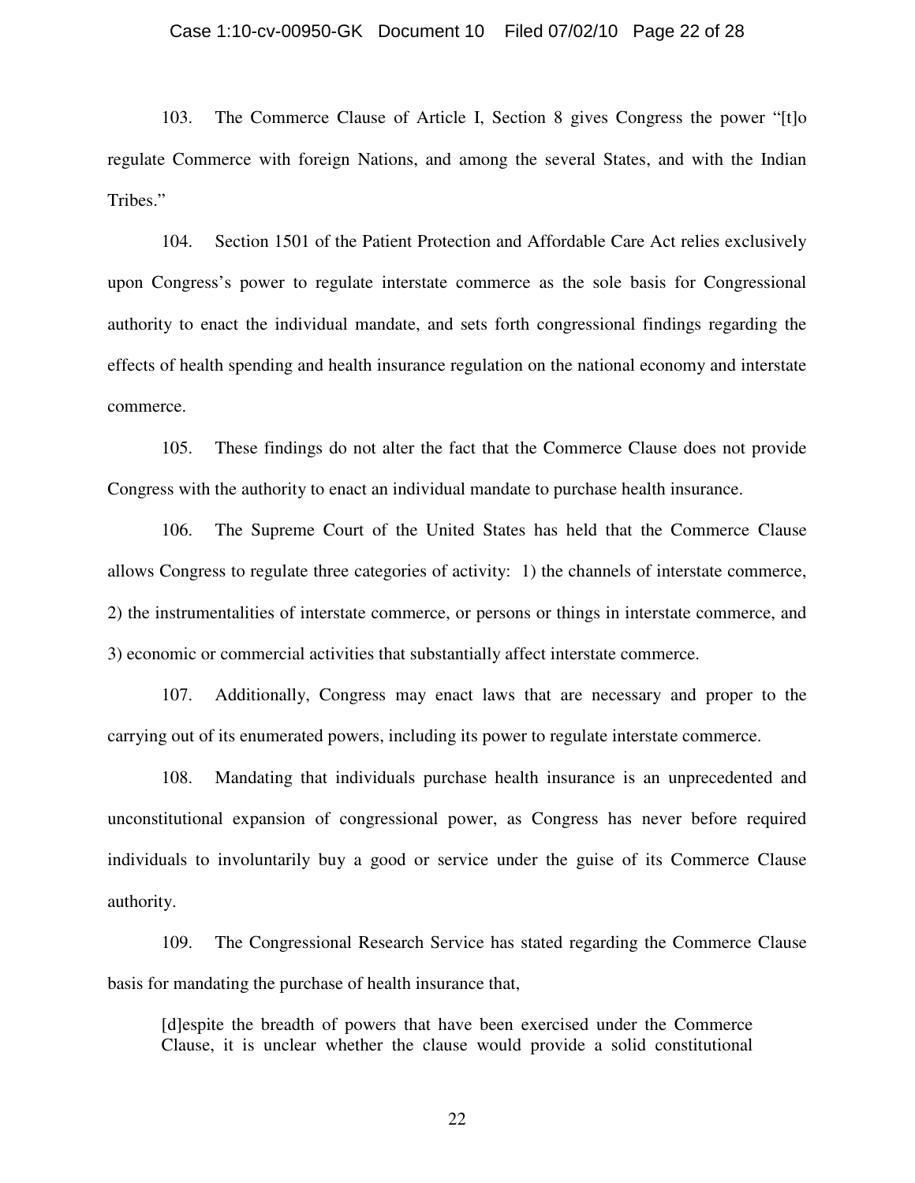103. The Commerce Clause of Article I, Section 8 gives Congress the power "[t]o regulate Commerce with foreign Nations, and among the several States, and with the Indian Tribes."

104. Section 1501 of the Patient Protection and Affordable Care Act relies exclusively upon Congress's power to regulate interstate commerce as the sole basis for Congressional authority to enact the individual mandate, and sets forth congressional findings regarding the effects of health spending and health insurance regulation on the national economy and interstate commerce.

105. These findings do not alter the fact that the Commerce Clause does not provide Congress with the authority to enact an individual mandate to purchase health insurance.

106. The Supreme Court of the United States has held that the Commerce Clause allows Congress to regulate three categories of activity: 1) the channels of interstate commerce, 2) the instrumentalities of interstate commerce, or persons or things in interstate commerce, and 3) economic or commercial activities that substantially affect interstate commerce.

107. Additionally, Congress may enact laws that are necessary and proper to the carrying out of its enumerated powers, including its power to regulate interstate commerce.

108. Mandating that individuals purchase health insurance is an unprecedented and unconstitutional expansion of congressional power, as Congress has never before required individuals to involuntarily buy a good or service under the guise of its Commerce Clause authority.

109. The Congressional Research Service has stated regarding the Commerce Clause basis for mandating the purchase of health insurance that,

> [d]espite the breadth of powers that have been exercised under the Commerce Clause, it is unclear whether the clause would provide a solid constitutional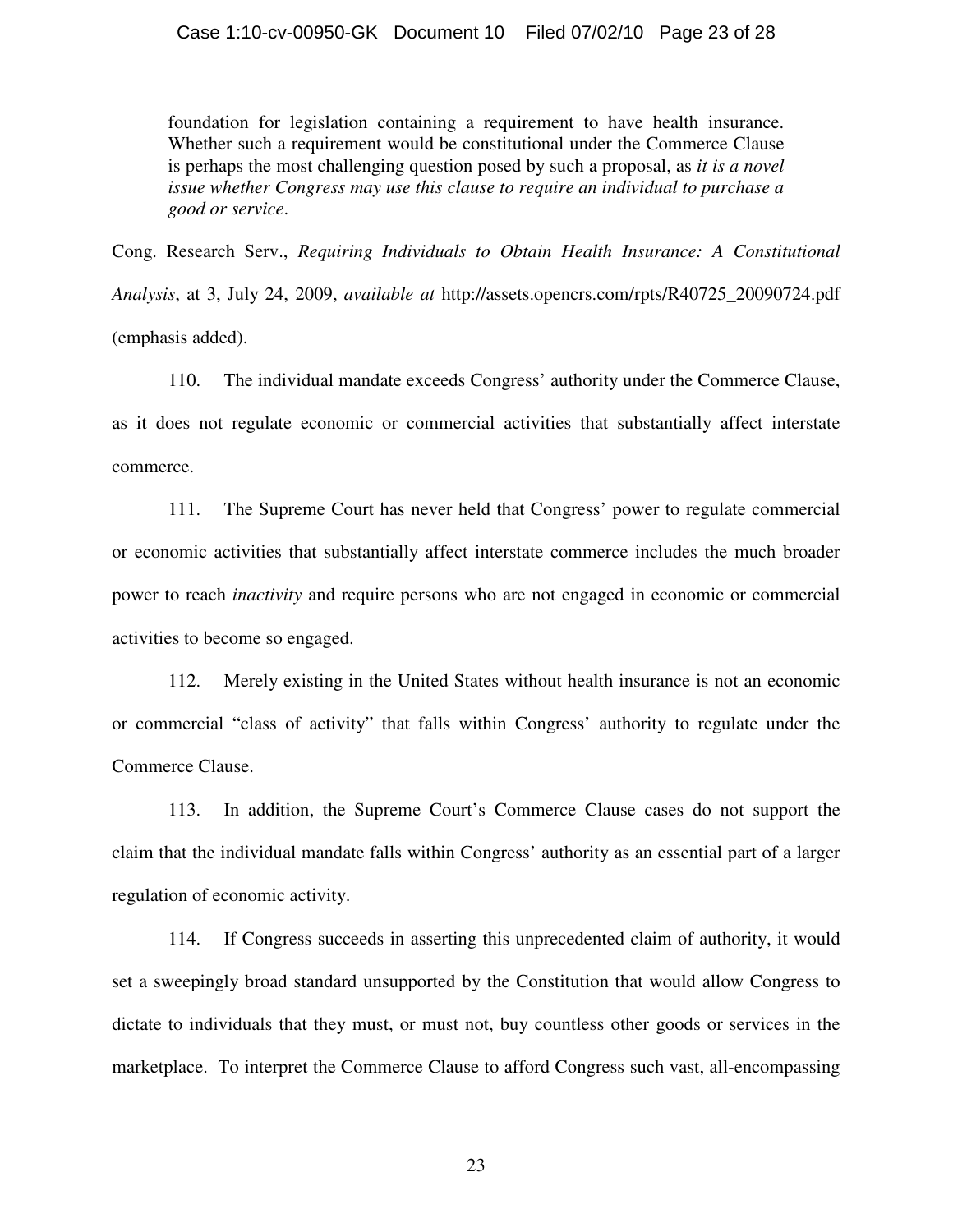> foundation for legislation containing a requirement to have health insurance. Whether such a requirement would be constitutional under the Commerce Clause is perhaps the most challenging question posed by such a proposal, as *it is a novel issue whether Congress may use this clause to require an individual to purchase a good or service*.

Cong. Research Serv., *Requiring Individuals to Obtain Health Insurance: A Constitutional Analysis*, at 3, July 24, 2009, *available at* http://assets.opencrs.com/rpts/R40725_20090724.pdf (emphasis added).

110. The individual mandate exceeds Congress' authority under the Commerce Clause, as it does not regulate economic or commercial activities that substantially affect interstate commerce.

111. The Supreme Court has never held that Congress' power to regulate commercial or economic activities that substantially affect interstate commerce includes the much broader power to reach *inactivity* and require persons who are not engaged in economic or commercial activities to become so engaged.

112. Merely existing in the United States without health insurance is not an economic or commercial "class of activity" that falls within Congress' authority to regulate under the Commerce Clause.

113. In addition, the Supreme Court's Commerce Clause cases do not support the claim that the individual mandate falls within Congress' authority as an essential part of a larger regulation of economic activity.

114. If Congress succeeds in asserting this unprecedented claim of authority, it would set a sweepingly broad standard unsupported by the Constitution that would allow Congress to dictate to individuals that they must, or must not, buy countless other goods or services in the marketplace. To interpret the Commerce Clause to afford Congress such vast, all-encompassing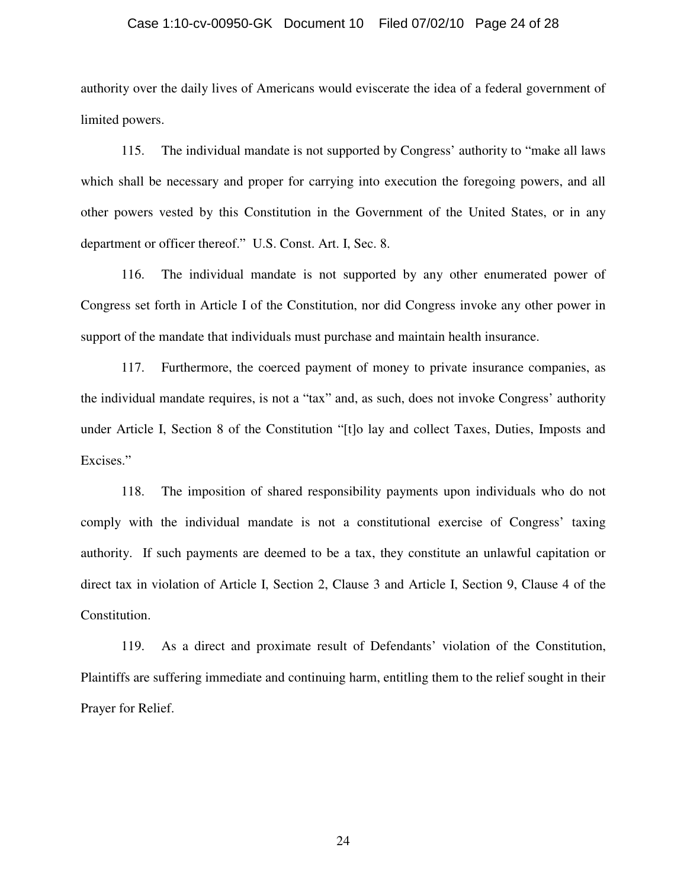authority over the daily lives of Americans would eviscerate the idea of a federal government of limited powers.

115. The individual mandate is not supported by Congress' authority to "make all laws which shall be necessary and proper for carrying into execution the foregoing powers, and all other powers vested by this Constitution in the Government of the United States, or in any department or officer thereof." U.S. Const. Art. I, Sec. 8.

116. The individual mandate is not supported by any other enumerated power of Congress set forth in Article I of the Constitution, nor did Congress invoke any other power in support of the mandate that individuals must purchase and maintain health insurance.

117. Furthermore, the coerced payment of money to private insurance companies, as the individual mandate requires, is not a "tax" and, as such, does not invoke Congress' authority under Article I, Section 8 of the Constitution "[t]o lay and collect Taxes, Duties, Imposts and Excises."

118. The imposition of shared responsibility payments upon individuals who do not comply with the individual mandate is not a constitutional exercise of Congress' taxing authority. If such payments are deemed to be a tax, they constitute an unlawful capitation or direct tax in violation of Article I, Section 2, Clause 3 and Article I, Section 9, Clause 4 of the Constitution.

119. As a direct and proximate result of Defendants' violation of the Constitution, Plaintiffs are suffering immediate and continuing harm, entitling them to the relief sought in their Prayer for Relief.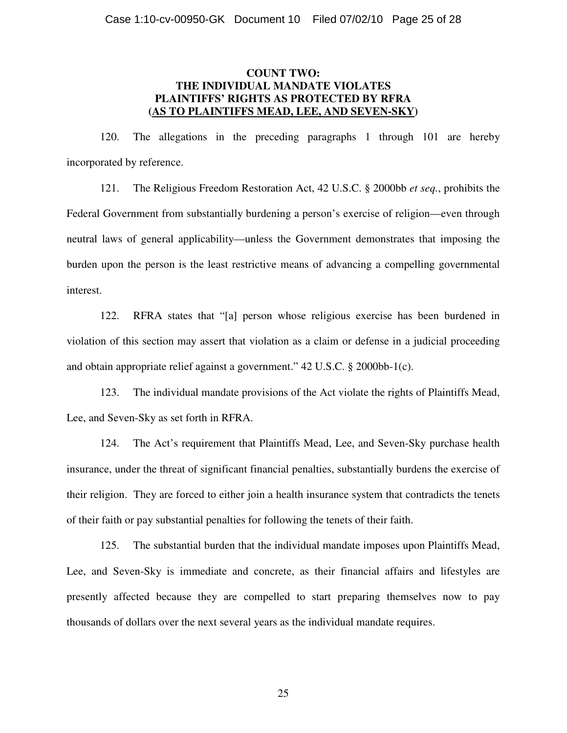**COUNT TWO:**
**THE INDIVIDUAL MANDATE VIOLATES**
**PLAINTIFFS' RIGHTS AS PROTECTED BY RFRA**
**(AS TO PLAINTIFFS MEAD, LEE, AND SEVEN-SKY)**

120. The allegations in the preceding paragraphs 1 through 101 are hereby incorporated by reference.

121. The Religious Freedom Restoration Act, 42 U.S.C. § 2000bb *et seq.*, prohibits the Federal Government from substantially burdening a person's exercise of religion—even through neutral laws of general applicability—unless the Government demonstrates that imposing the burden upon the person is the least restrictive means of advancing a compelling governmental interest.

122. RFRA states that "[a] person whose religious exercise has been burdened in violation of this section may assert that violation as a claim or defense in a judicial proceeding and obtain appropriate relief against a government." 42 U.S.C. § 2000bb-1(c).

123. The individual mandate provisions of the Act violate the rights of Plaintiffs Mead, Lee, and Seven-Sky as set forth in RFRA.

124. The Act's requirement that Plaintiffs Mead, Lee, and Seven-Sky purchase health insurance, under the threat of significant financial penalties, substantially burdens the exercise of their religion. They are forced to either join a health insurance system that contradicts the tenets of their faith or pay substantial penalties for following the tenets of their faith.

125. The substantial burden that the individual mandate imposes upon Plaintiffs Mead, Lee, and Seven-Sky is immediate and concrete, as their financial affairs and lifestyles are presently affected because they are compelled to start preparing themselves now to pay thousands of dollars over the next several years as the individual mandate requires.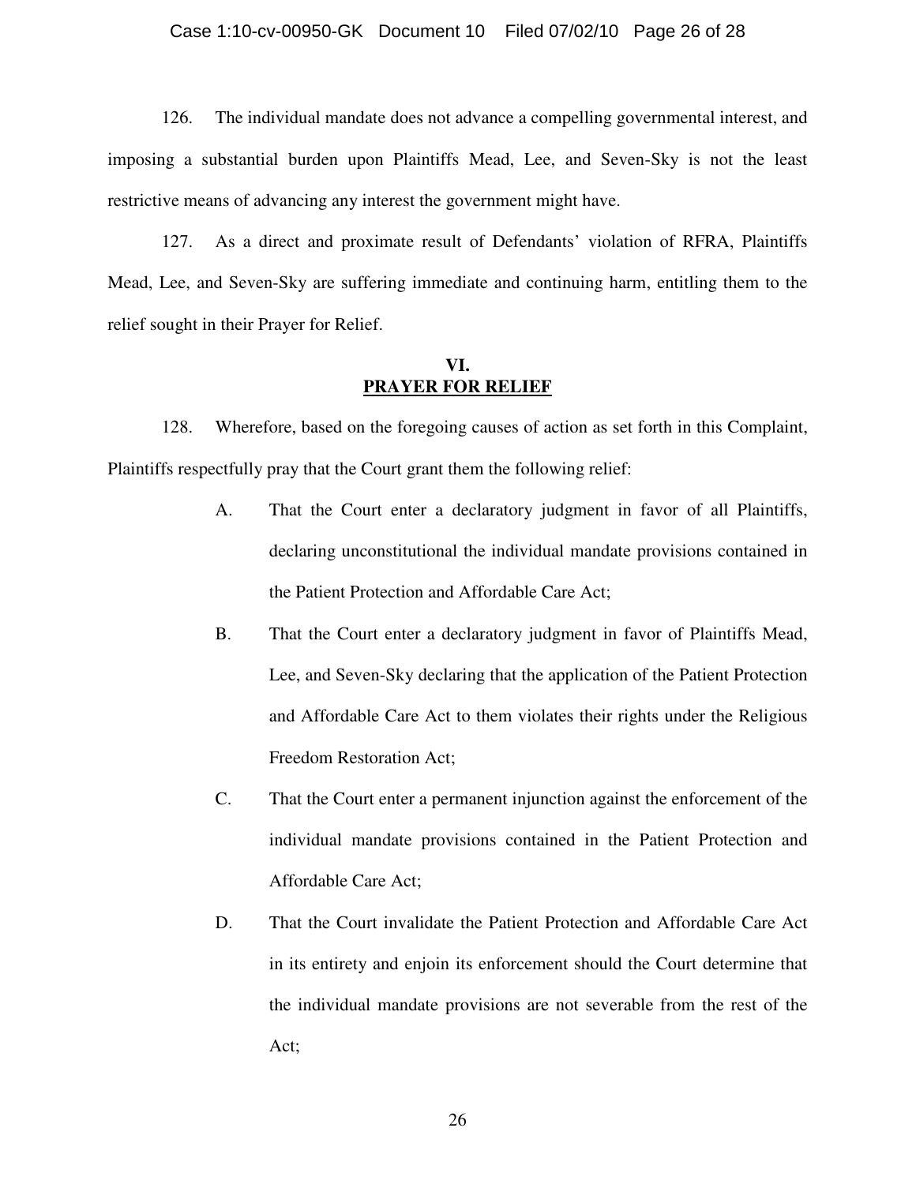126. The individual mandate does not advance a compelling governmental interest, and imposing a substantial burden upon Plaintiffs Mead, Lee, and Seven-Sky is not the least restrictive means of advancing any interest the government might have.

127. As a direct and proximate result of Defendants' violation of RFRA, Plaintiffs Mead, Lee, and Seven-Sky are suffering immediate and continuing harm, entitling them to the relief sought in their Prayer for Relief.

## VI.
## PRAYER FOR RELIEF

128. Wherefore, based on the foregoing causes of action as set forth in this Complaint, Plaintiffs respectfully pray that the Court grant them the following relief:

A. That the Court enter a declaratory judgment in favor of all Plaintiffs, declaring unconstitutional the individual mandate provisions contained in the Patient Protection and Affordable Care Act;

B. That the Court enter a declaratory judgment in favor of Plaintiffs Mead, Lee, and Seven-Sky declaring that the application of the Patient Protection and Affordable Care Act to them violates their rights under the Religious Freedom Restoration Act;

C. That the Court enter a permanent injunction against the enforcement of the individual mandate provisions contained in the Patient Protection and Affordable Care Act;

D. That the Court invalidate the Patient Protection and Affordable Care Act in its entirety and enjoin its enforcement should the Court determine that the individual mandate provisions are not severable from the rest of the Act;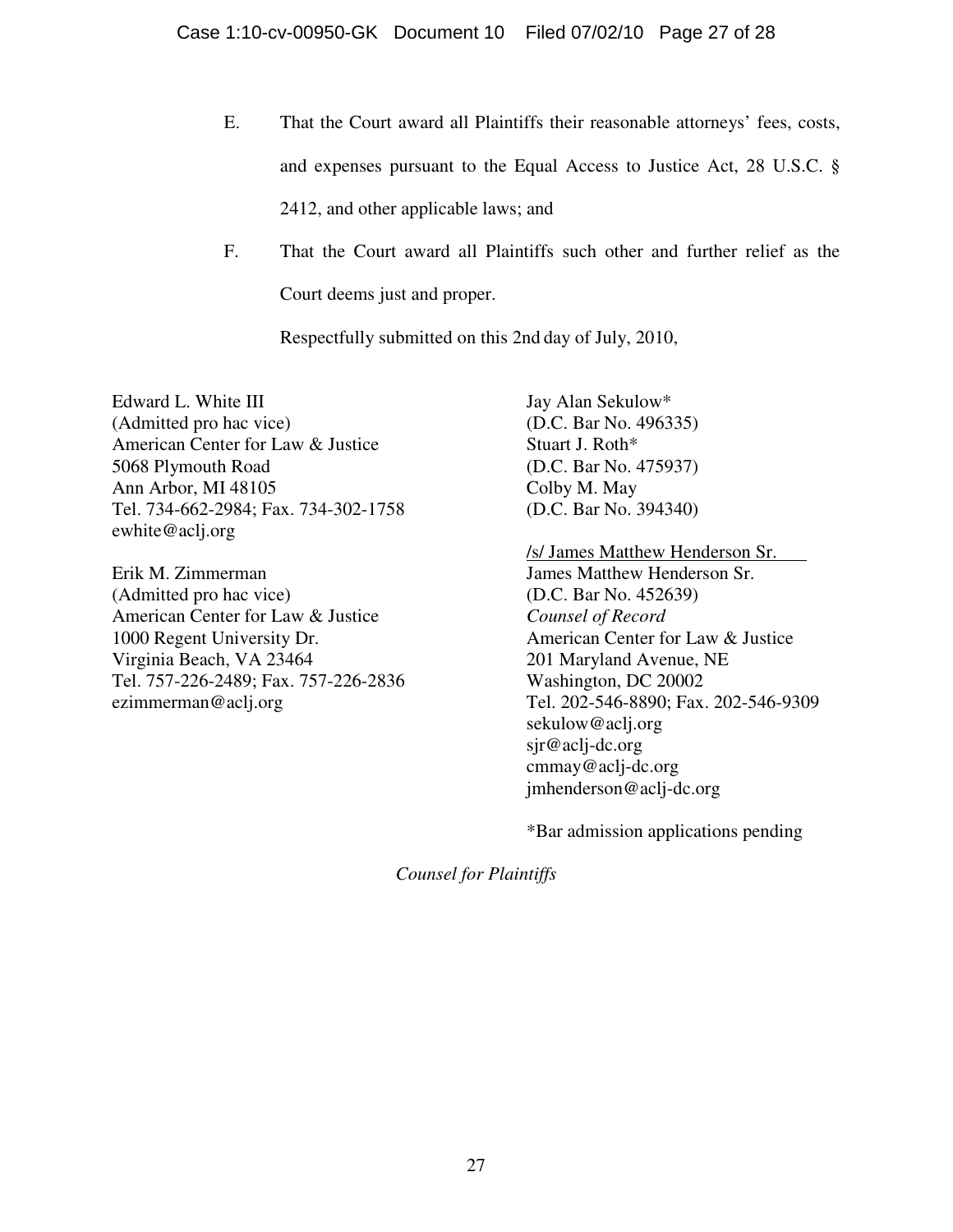E. That the Court award all Plaintiffs their reasonable attorneys' fees, costs, and expenses pursuant to the Equal Access to Justice Act, 28 U.S.C. § 2412, and other applicable laws; and

F. That the Court award all Plaintiffs such other and further relief as the Court deems just and proper.

Respectfully submitted on this 2nd day of July, 2010,

Edward L. White III
(Admitted pro hac vice)
American Center for Law & Justice
5068 Plymouth Road
Ann Arbor, MI 48105
Tel. 734-662-2984; Fax. 734-302-1758
ewhite@aclj.org

Erik M. Zimmerman
(Admitted pro hac vice)
American Center for Law & Justice
1000 Regent University Dr.
Virginia Beach, VA 23464
Tel. 757-226-2489; Fax. 757-226-2836
ezimmerman@aclj.org

Jay Alan Sekulow*
(D.C. Bar No. 496335)
Stuart J. Roth*
(D.C. Bar No. 475937)
Colby M. May
(D.C. Bar No. 394340)

/s/ James Matthew Henderson Sr.
James Matthew Henderson Sr.
(D.C. Bar No. 452639)
*Counsel of Record*
American Center for Law & Justice
201 Maryland Avenue, NE
Washington, DC 20002
Tel. 202-546-8890; Fax. 202-546-9309
sekulow@aclj.org
sjr@aclj-dc.org
cmmay@aclj-dc.org
jmhenderson@aclj-dc.org

*Bar admission applications pending

*Counsel for Plaintiffs*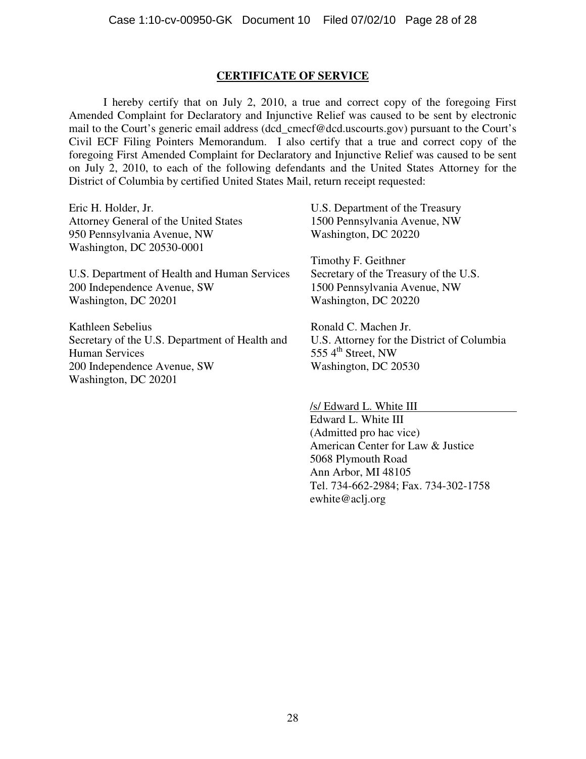## CERTIFICATE OF SERVICE

I hereby certify that on July 2, 2010, a true and correct copy of the foregoing First Amended Complaint for Declaratory and Injunctive Relief was caused to be sent by electronic mail to the Court's generic email address (dcd_cmecf@dcd.uscourts.gov) pursuant to the Court's Civil ECF Filing Pointers Memorandum. I also certify that a true and correct copy of the foregoing First Amended Complaint for Declaratory and Injunctive Relief was caused to be sent on July 2, 2010, to each of the following defendants and the United States Attorney for the District of Columbia by certified United States Mail, return receipt requested:

Eric H. Holder, Jr.
Attorney General of the United States
950 Pennsylvania Avenue, NW
Washington, DC 20530-0001

U.S. Department of Health and Human Services
200 Independence Avenue, SW
Washington, DC 20201

Kathleen Sebelius
Secretary of the U.S. Department of Health and Human Services
200 Independence Avenue, SW
Washington, DC 20201

U.S. Department of the Treasury
1500 Pennsylvania Avenue, NW
Washington, DC 20220

Timothy F. Geithner
Secretary of the Treasury of the U.S.
1500 Pennsylvania Avenue, NW
Washington, DC 20220

Ronald C. Machen Jr.
U.S. Attorney for the District of Columbia
555 4th Street, NW
Washington, DC 20530

/s/ Edward L. White III
Edward L. White III
(Admitted pro hac vice)
American Center for Law & Justice
5068 Plymouth Road
Ann Arbor, MI 48105
Tel. 734-662-2984; Fax. 734-302-1758
ewhite@aclj.org